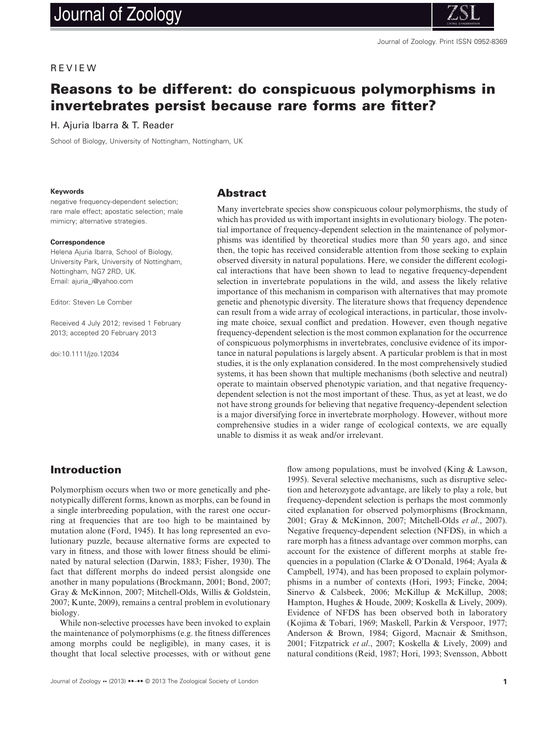REVIEW

# Reasons to be different: do conspicuous polymorphisms in invertebrates persist because rare forms are fitter?

H. Ajuria Ibarra & T. Reader

School of Biology, University of Nottingham, Nottingham, UK

**Keywords**

negative frequency-dependent selection; rare male effect; apostatic selection; male mimicry; alternative strategies.

**Correspondence**

Helena Ajuria Ibarra, School of Biology, University Park, University of Nottingham, Nottingham, NG7 2RD, UK.
Email: ajuria_i@yahoo.com

Editor: Steven Le Comber

Received 4 July 2012; revised 1 February 2013; accepted 20 February 2013

doi:10.1111/jzo.12034

## Abstract

Many invertebrate species show conspicuous colour polymorphisms, the study of which has provided us with important insights in evolutionary biology. The potential importance of frequency-dependent selection in the maintenance of polymorphisms was identified by theoretical studies more than 50 years ago, and since then, the topic has received considerable attention from those seeking to explain observed diversity in natural populations. Here, we consider the different ecological interactions that have been shown to lead to negative frequency-dependent selection in invertebrate populations in the wild, and assess the likely relative importance of this mechanism in comparison with alternatives that may promote genetic and phenotypic diversity. The literature shows that frequency dependence can result from a wide array of ecological interactions, in particular, those involving mate choice, sexual conflict and predation. However, even though negative frequency-dependent selection is the most common explanation for the occurrence of conspicuous polymorphisms in invertebrates, conclusive evidence of its importance in natural populations is largely absent. A particular problem is that in most studies, it is the only explanation considered. In the most comprehensively studied systems, it has been shown that multiple mechanisms (both selective and neutral) operate to maintain observed phenotypic variation, and that negative frequency-dependent selection is not the most important of these. Thus, as yet at least, we do not have strong grounds for believing that negative frequency-dependent selection is a major diversifying force in invertebrate morphology. However, without more comprehensive studies in a wider range of ecological contexts, we are equally unable to dismiss it as weak and/or irrelevant.

## Introduction

Polymorphism occurs when two or more genetically and phenotypically different forms, known as morphs, can be found in a single interbreeding population, with the rarest one occurring at frequencies that are too high to be maintained by mutation alone (Ford, 1945). It has long represented an evolutionary puzzle, because alternative forms are expected to vary in fitness, and those with lower fitness should be eliminated by natural selection (Darwin, 1883; Fisher, 1930). The fact that different morphs do indeed persist alongside one another in many populations (Brockmann, 2001; Bond, 2007; Gray & McKinnon, 2007; Mitchell-Olds, Willis & Goldstein, 2007; Kunte, 2009), remains a central problem in evolutionary biology.

While non-selective processes have been invoked to explain the maintenance of polymorphisms (e.g. the fitness differences among morphs could be negligible), in many cases, it is thought that local selective processes, with or without gene flow among populations, must be involved (King & Lawson, 1995). Several selective mechanisms, such as disruptive selection and heterozygote advantage, are likely to play a role, but frequency-dependent selection is perhaps the most commonly cited explanation for observed polymorphisms (Brockmann, 2001; Gray & McKinnon, 2007; Mitchell-Olds *et al*., 2007). Negative frequency-dependent selection (NFDS), in which a rare morph has a fitness advantage over common morphs, can account for the existence of different morphs at stable frequencies in a population (Clarke & O'Donald, 1964; Ayala & Campbell, 1974), and has been proposed to explain polymorphisms in a number of contexts (Hori, 1993; Fincke, 2004; Sinervo & Calsbeek, 2006; McKillup & McKillup, 2008; Hampton, Hughes & Houde, 2009; Koskella & Lively, 2009). Evidence of NFDS has been observed both in laboratory (Kojima & Tobari, 1969; Maskell, Parkin & Verspoor, 1977; Anderson & Brown, 1984; Gigord, Macnair & Smithson, 2001; Fitzpatrick *et al*., 2007; Koskella & Lively, 2009) and natural conditions (Reid, 1987; Hori, 1993; Svensson, Abbott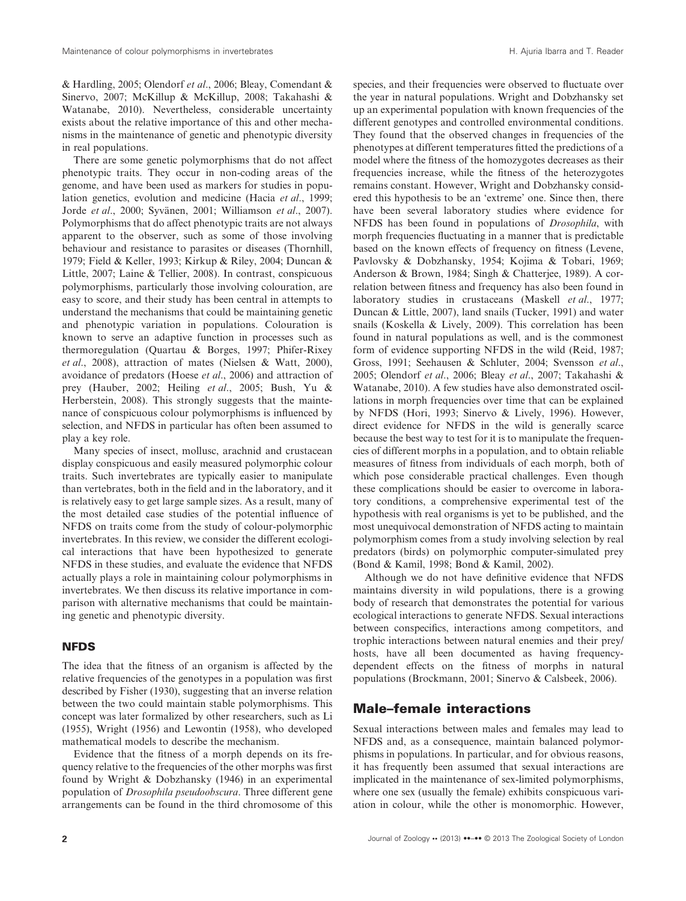& Hardling, 2005; Olendorf *et al*., 2006; Bleay, Comendant & Sinervo, 2007; McKillup & McKillup, 2008; Takahashi & Watanabe, 2010). Nevertheless, considerable uncertainty exists about the relative importance of this and other mechanisms in the maintenance of genetic and phenotypic diversity in real populations.

There are some genetic polymorphisms that do not affect phenotypic traits. They occur in non-coding areas of the genome, and have been used as markers for studies in population genetics, evolution and medicine (Hacia *et al*., 1999; Jorde *et al*., 2000; Syvänen, 2001; Williamson *et al*., 2007). Polymorphisms that do affect phenotypic traits are not always apparent to the observer, such as some of those involving behaviour and resistance to parasites or diseases (Thornhill, 1979; Field & Keller, 1993; Kirkup & Riley, 2004; Duncan & Little, 2007; Laine & Tellier, 2008). In contrast, conspicuous polymorphisms, particularly those involving colouration, are easy to score, and their study has been central in attempts to understand the mechanisms that could be maintaining genetic and phenotypic variation in populations. Colouration is known to serve an adaptive function in processes such as thermoregulation (Quartau & Borges, 1997; Phifer-Rixey *et al*., 2008), attraction of mates (Nielsen & Watt, 2000), avoidance of predators (Hoese *et al*., 2006) and attraction of prey (Hauber, 2002; Heiling *et al*., 2005; Bush, Yu & Herberstein, 2008). This strongly suggests that the maintenance of conspicuous colour polymorphisms is influenced by selection, and NFDS in particular has often been assumed to play a key role.

Many species of insect, mollusc, arachnid and crustacean display conspicuous and easily measured polymorphic colour traits. Such invertebrates are typically easier to manipulate than vertebrates, both in the field and in the laboratory, and it is relatively easy to get large sample sizes. As a result, many of the most detailed case studies of the potential influence of NFDS on traits come from the study of colour-polymorphic invertebrates. In this review, we consider the different ecological interactions that have been hypothesized to generate NFDS in these studies, and evaluate the evidence that NFDS actually plays a role in maintaining colour polymorphisms in invertebrates. We then discuss its relative importance in comparison with alternative mechanisms that could be maintaining genetic and phenotypic diversity.

## NFDS

The idea that the fitness of an organism is affected by the relative frequencies of the genotypes in a population was first described by Fisher (1930), suggesting that an inverse relation between the two could maintain stable polymorphisms. This concept was later formalized by other researchers, such as Li (1955), Wright (1956) and Lewontin (1958), who developed mathematical models to describe the mechanism.

Evidence that the fitness of a morph depends on its frequency relative to the frequencies of the other morphs was first found by Wright & Dobzhansky (1946) in an experimental population of *Drosophila pseudoobscura*. Three different gene arrangements can be found in the third chromosome of this species, and their frequencies were observed to fluctuate over the year in natural populations. Wright and Dobzhansky set up an experimental population with known frequencies of the different genotypes and controlled environmental conditions. They found that the observed changes in frequencies of the phenotypes at different temperatures fitted the predictions of a model where the fitness of the homozygotes decreases as their frequencies increase, while the fitness of the heterozygotes remains constant. However, Wright and Dobzhansky considered this hypothesis to be an 'extreme' one. Since then, there have been several laboratory studies where evidence for NFDS has been found in populations of *Drosophila*, with morph frequencies fluctuating in a manner that is predictable based on the known effects of frequency on fitness (Levene, Pavlovsky & Dobzhansky, 1954; Kojima & Tobari, 1969; Anderson & Brown, 1984; Singh & Chatterjee, 1989). A correlation between fitness and frequency has also been found in laboratory studies in crustaceans (Maskell *et al*., 1977; Duncan & Little, 2007), land snails (Tucker, 1991) and water snails (Koskella & Lively, 2009). This correlation has been found in natural populations as well, and is the commonest form of evidence supporting NFDS in the wild (Reid, 1987; Gross, 1991; Seehausen & Schluter, 2004; Svensson *et al*., 2005; Olendorf *et al*., 2006; Bleay *et al*., 2007; Takahashi & Watanabe, 2010). A few studies have also demonstrated oscillations in morph frequencies over time that can be explained by NFDS (Hori, 1993; Sinervo & Lively, 1996). However, direct evidence for NFDS in the wild is generally scarce because the best way to test for it is to manipulate the frequencies of different morphs in a population, and to obtain reliable measures of fitness from individuals of each morph, both of which pose considerable practical challenges. Even though these complications should be easier to overcome in laboratory conditions, a comprehensive experimental test of the hypothesis with real organisms is yet to be published, and the most unequivocal demonstration of NFDS acting to maintain polymorphism comes from a study involving selection by real predators (birds) on polymorphic computer-simulated prey (Bond & Kamil, 1998; Bond & Kamil, 2002).

Although we do not have definitive evidence that NFDS maintains diversity in wild populations, there is a growing body of research that demonstrates the potential for various ecological interactions to generate NFDS. Sexual interactions between conspecifics, interactions among competitors, and trophic interactions between natural enemies and their prey/hosts, have all been documented as having frequency-dependent effects on the fitness of morphs in natural populations (Brockmann, 2001; Sinervo & Calsbeek, 2006).

## Male–female interactions

Sexual interactions between males and females may lead to NFDS and, as a consequence, maintain balanced polymorphisms in populations. In particular, and for obvious reasons, it has frequently been assumed that sexual interactions are implicated in the maintenance of sex-limited polymorphisms, where one sex (usually the female) exhibits conspicuous variation in colour, while the other is monomorphic. However,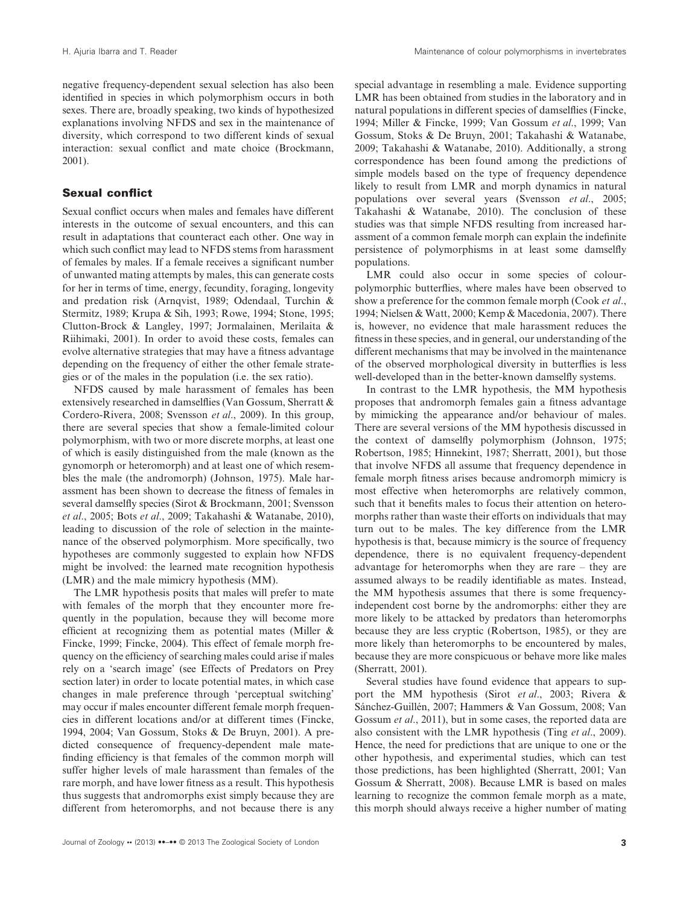negative frequency-dependent sexual selection has also been identified in species in which polymorphism occurs in both sexes. There are, broadly speaking, two kinds of hypothesized explanations involving NFDS and sex in the maintenance of diversity, which correspond to two different kinds of sexual interaction: sexual conflict and mate choice (Brockmann, 2001).

## Sexual conflict

Sexual conflict occurs when males and females have different interests in the outcome of sexual encounters, and this can result in adaptations that counteract each other. One way in which such conflict may lead to NFDS stems from harassment of females by males. If a female receives a significant number of unwanted mating attempts by males, this can generate costs for her in terms of time, energy, fecundity, foraging, longevity and predation risk (Arnqvist, 1989; Odendaal, Turchin & Stermitz, 1989; Krupa & Sih, 1993; Rowe, 1994; Stone, 1995; Clutton-Brock & Langley, 1997; Jormalainen, Merilaita & Riihimaki, 2001). In order to avoid these costs, females can evolve alternative strategies that may have a fitness advantage depending on the frequency of either the other female strategies or of the males in the population (i.e. the sex ratio).

NFDS caused by male harassment of females has been extensively researched in damselflies (Van Gossum, Sherratt & Cordero-Rivera, 2008; Svensson *et al*., 2009). In this group, there are several species that show a female-limited colour polymorphism, with two or more discrete morphs, at least one of which is easily distinguished from the male (known as the gynomorph or heteromorph) and at least one of which resembles the male (the andromorph) (Johnson, 1975). Male harassment has been shown to decrease the fitness of females in several damselfly species (Sirot & Brockmann, 2001; Svensson *et al*., 2005; Bots *et al*., 2009; Takahashi & Watanabe, 2010), leading to discussion of the role of selection in the maintenance of the observed polymorphism. More specifically, two hypotheses are commonly suggested to explain how NFDS might be involved: the learned mate recognition hypothesis (LMR) and the male mimicry hypothesis (MM).

The LMR hypothesis posits that males will prefer to mate with females of the morph that they encounter more frequently in the population, because they will become more efficient at recognizing them as potential mates (Miller & Fincke, 1999; Fincke, 2004). This effect of female morph frequency on the efficiency of searching males could arise if males rely on a 'search image' (see Effects of Predators on Prey section later) in order to locate potential mates, in which case changes in male preference through 'perceptual switching' may occur if males encounter different female morph frequencies in different locations and/or at different times (Fincke, 1994, 2004; Van Gossum, Stoks & De Bruyn, 2001). A predicted consequence of frequency-dependent male mate-finding efficiency is that females of the common morph will suffer higher levels of male harassment than females of the rare morph, and have lower fitness as a result. This hypothesis thus suggests that andromorphs exist simply because they are different from heteromorphs, and not because there is any special advantage in resembling a male. Evidence supporting LMR has been obtained from studies in the laboratory and in natural populations in different species of damselflies (Fincke, 1994; Miller & Fincke, 1999; Van Gossum *et al*., 1999; Van Gossum, Stoks & De Bruyn, 2001; Takahashi & Watanabe, 2009; Takahashi & Watanabe, 2010). Additionally, a strong correspondence has been found among the predictions of simple models based on the type of frequency dependence likely to result from LMR and morph dynamics in natural populations over several years (Svensson *et al*., 2005; Takahashi & Watanabe, 2010). The conclusion of these studies was that simple NFDS resulting from increased harassment of a common female morph can explain the indefinite persistence of polymorphisms in at least some damselfly populations.

LMR could also occur in some species of colour-polymorphic butterflies, where males have been observed to show a preference for the common female morph (Cook *et al*., 1994; Nielsen & Watt, 2000; Kemp & Macedonia, 2007). There is, however, no evidence that male harassment reduces the fitness in these species, and in general, our understanding of the different mechanisms that may be involved in the maintenance of the observed morphological diversity in butterflies is less well-developed than in the better-known damselfly systems.

In contrast to the LMR hypothesis, the MM hypothesis proposes that andromorph females gain a fitness advantage by mimicking the appearance and/or behaviour of males. There are several versions of the MM hypothesis discussed in the context of damselfly polymorphism (Johnson, 1975; Robertson, 1985; Hinnekint, 1987; Sherratt, 2001), but those that involve NFDS all assume that frequency dependence in female morph fitness arises because andromorph mimicry is most effective when heteromorphs are relatively common, such that it benefits males to focus their attention on heteromorphs rather than waste their efforts on individuals that may turn out to be males. The key difference from the LMR hypothesis is that, because mimicry is the source of frequency dependence, there is no equivalent frequency-dependent advantage for heteromorphs when they are rare – they are assumed always to be readily identifiable as mates. Instead, the MM hypothesis assumes that there is some frequency-independent cost borne by the andromorphs: either they are more likely to be attacked by predators than heteromorphs because they are less cryptic (Robertson, 1985), or they are more likely than heteromorphs to be encountered by males, because they are more conspicuous or behave more like males (Sherratt, 2001).

Several studies have found evidence that appears to support the MM hypothesis (Sirot *et al*., 2003; Rivera & Sánchez-Guillén, 2007; Hammers & Van Gossum, 2008; Van Gossum *et al*., 2011), but in some cases, the reported data are also consistent with the LMR hypothesis (Ting *et al*., 2009). Hence, the need for predictions that are unique to one or the other hypothesis, and experimental studies, which can test those predictions, has been highlighted (Sherratt, 2001; Van Gossum & Sherratt, 2008). Because LMR is based on males learning to recognize the common female morph as a mate, this morph should always receive a higher number of mating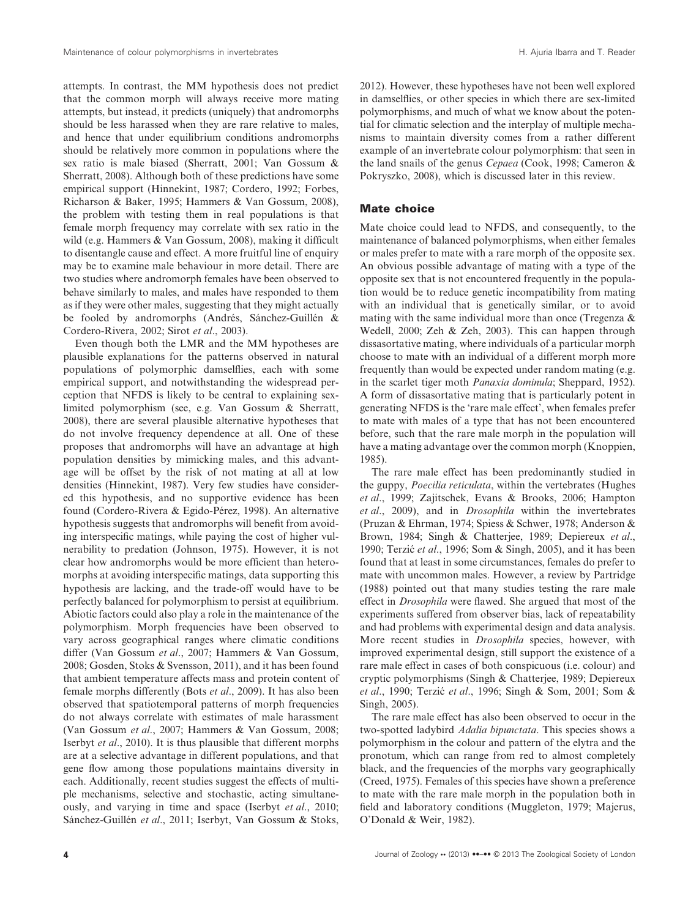attempts. In contrast, the MM hypothesis does not predict that the common morph will always receive more mating attempts, but instead, it predicts (uniquely) that andromorphs should be less harassed when they are rare relative to males, and hence that under equilibrium conditions andromorphs should be relatively more common in populations where the sex ratio is male biased (Sherratt, 2001; Van Gossum & Sherratt, 2008). Although both of these predictions have some empirical support (Hinnekint, 1987; Cordero, 1992; Forbes, Richarson & Baker, 1995; Hammers & Van Gossum, 2008), the problem with testing them in real populations is that female morph frequency may correlate with sex ratio in the wild (e.g. Hammers & Van Gossum, 2008), making it difficult to disentangle cause and effect. A more fruitful line of enquiry may be to examine male behaviour in more detail. There are two studies where andromorph females have been observed to behave similarly to males, and males have responded to them as if they were other males, suggesting that they might actually be fooled by andromorphs (Andrés, Sánchez-Guillén & Cordero-Rivera, 2002; Sirot *et al*., 2003).

Even though both the LMR and the MM hypotheses are plausible explanations for the patterns observed in natural populations of polymorphic damselflies, each with some empirical support, and notwithstanding the widespread perception that NFDS is likely to be central to explaining sex-limited polymorphism (see, e.g. Van Gossum & Sherratt, 2008), there are several plausible alternative hypotheses that do not involve frequency dependence at all. One of these proposes that andromorphs will have an advantage at high population densities by mimicking males, and this advantage will be offset by the risk of not mating at all at low densities (Hinnekint, 1987). Very few studies have considered this hypothesis, and no supportive evidence has been found (Cordero-Rivera & Egido-Pérez, 1998). An alternative hypothesis suggests that andromorphs will benefit from avoiding interspecific matings, while paying the cost of higher vulnerability to predation (Johnson, 1975). However, it is not clear how andromorphs would be more efficient than heteromorphs at avoiding interspecific matings, data supporting this hypothesis are lacking, and the trade-off would have to be perfectly balanced for polymorphism to persist at equilibrium. Abiotic factors could also play a role in the maintenance of the polymorphism. Morph frequencies have been observed to vary across geographical ranges where climatic conditions differ (Van Gossum *et al*., 2007; Hammers & Van Gossum, 2008; Gosden, Stoks & Svensson, 2011), and it has been found that ambient temperature affects mass and protein content of female morphs differently (Bots *et al*., 2009). It has also been observed that spatiotemporal patterns of morph frequencies do not always correlate with estimates of male harassment (Van Gossum *et al*., 2007; Hammers & Van Gossum, 2008; Iserbyt *et al*., 2010). It is thus plausible that different morphs are at a selective advantage in different populations, and that gene flow among those populations maintains diversity in each. Additionally, recent studies suggest the effects of multiple mechanisms, selective and stochastic, acting simultaneously, and varying in time and space (Iserbyt *et al*., 2010; Sánchez-Guillén *et al*., 2011; Iserbyt, Van Gossum & Stoks, 2012). However, these hypotheses have not been well explored in damselflies, or other species in which there are sex-limited polymorphisms, and much of what we know about the potential for climatic selection and the interplay of multiple mechanisms to maintain diversity comes from a rather different example of an invertebrate colour polymorphism: that seen in the land snails of the genus *Cepaea* (Cook, 1998; Cameron & Pokryszko, 2008), which is discussed later in this review.

## Mate choice

Mate choice could lead to NFDS, and consequently, to the maintenance of balanced polymorphisms, when either females or males prefer to mate with a rare morph of the opposite sex. An obvious possible advantage of mating with a type of the opposite sex that is not encountered frequently in the population would be to reduce genetic incompatibility from mating with an individual that is genetically similar, or to avoid mating with the same individual more than once (Tregenza & Wedell, 2000; Zeh & Zeh, 2003). This can happen through dissasortative mating, where individuals of a particular morph choose to mate with an individual of a different morph more frequently than would be expected under random mating (e.g. in the scarlet tiger moth *Panaxia dominula*; Sheppard, 1952). A form of dissasortative mating that is particularly potent in generating NFDS is the 'rare male effect', when females prefer to mate with males of a type that has not been encountered before, such that the rare male morph in the population will have a mating advantage over the common morph (Knoppien, 1985).

The rare male effect has been predominantly studied in the guppy, *Poecilia reticulata*, within the vertebrates (Hughes *et al*., 1999; Zajitschek, Evans & Brooks, 2006; Hampton *et al*., 2009), and in *Drosophila* within the invertebrates (Pruzan & Ehrman, 1974; Spiess & Schwer, 1978; Anderson & Brown, 1984; Singh & Chatterjee, 1989; Depiereux *et al*., 1990; Terzić *et al*., 1996; Som & Singh, 2005), and it has been found that at least in some circumstances, females do prefer to mate with uncommon males. However, a review by Partridge (1988) pointed out that many studies testing the rare male effect in *Drosophila* were flawed. She argued that most of the experiments suffered from observer bias, lack of repeatability and had problems with experimental design and data analysis. More recent studies in *Drosophila* species, however, with improved experimental design, still support the existence of a rare male effect in cases of both conspicuous (i.e. colour) and cryptic polymorphisms (Singh & Chatterjee, 1989; Depiereux *et al*., 1990; Terzić *et al*., 1996; Singh & Som, 2001; Som & Singh, 2005).

The rare male effect has also been observed to occur in the two-spotted ladybird *Adalia bipunctata*. This species shows a polymorphism in the colour and pattern of the elytra and the pronotum, which can range from red to almost completely black, and the frequencies of the morphs vary geographically (Creed, 1975). Females of this species have shown a preference to mate with the rare male morph in the population both in field and laboratory conditions (Muggleton, 1979; Majerus, O'Donald & Weir, 1982).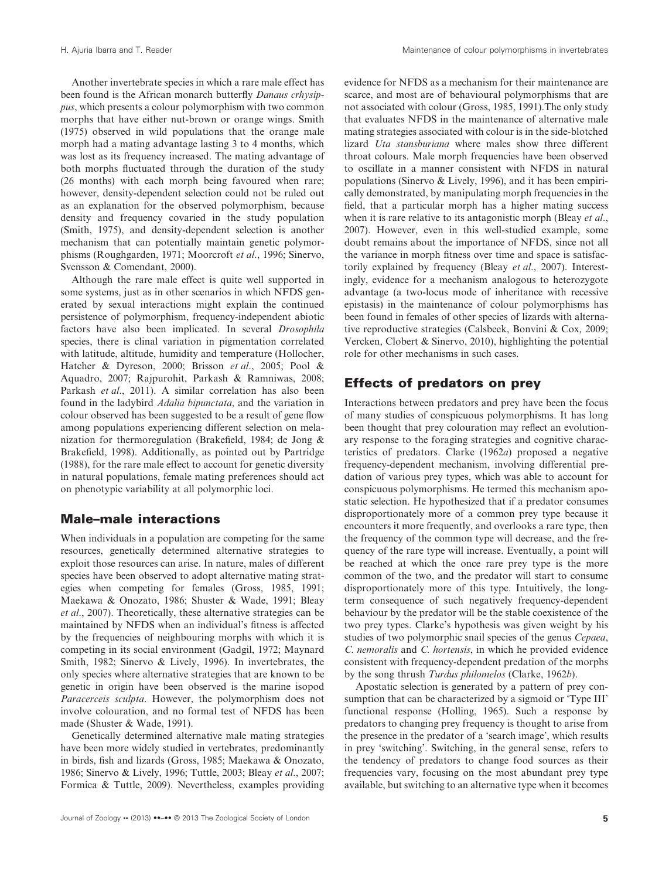Another invertebrate species in which a rare male effect has been found is the African monarch butterfly *Danaus crhysippus*, which presents a colour polymorphism with two common morphs that have either nut-brown or orange wings. Smith (1975) observed in wild populations that the orange male morph had a mating advantage lasting 3 to 4 months, which was lost as its frequency increased. The mating advantage of both morphs fluctuated through the duration of the study (26 months) with each morph being favoured when rare; however, density-dependent selection could not be ruled out as an explanation for the observed polymorphism, because density and frequency covaried in the study population (Smith, 1975), and density-dependent selection is another mechanism that can potentially maintain genetic polymorphisms (Roughgarden, 1971; Moorcroft *et al*., 1996; Sinervo, Svensson & Comendant, 2000).

Although the rare male effect is quite well supported in some systems, just as in other scenarios in which NFDS generated by sexual interactions might explain the continued persistence of polymorphism, frequency-independent abiotic factors have also been implicated. In several *Drosophila* species, there is clinal variation in pigmentation correlated with latitude, altitude, humidity and temperature (Hollocher, Hatcher & Dyreson, 2000; Brisson *et al*., 2005; Pool & Aquadro, 2007; Rajpurohit, Parkash & Ramniwas, 2008; Parkash *et al*., 2011). A similar correlation has also been found in the ladybird *Adalia bipunctata*, and the variation in colour observed has been suggested to be a result of gene flow among populations experiencing different selection on melanization for thermoregulation (Brakefield, 1984; de Jong & Brakefield, 1998). Additionally, as pointed out by Partridge (1988), for the rare male effect to account for genetic diversity in natural populations, female mating preferences should act on phenotypic variability at all polymorphic loci.

## Male–male interactions

When individuals in a population are competing for the same resources, genetically determined alternative strategies to exploit those resources can arise. In nature, males of different species have been observed to adopt alternative mating strategies when competing for females (Gross, 1985, 1991; Maekawa & Onozato, 1986; Shuster & Wade, 1991; Bleay *et al*., 2007). Theoretically, these alternative strategies can be maintained by NFDS when an individual's fitness is affected by the frequencies of neighbouring morphs with which it is competing in its social environment (Gadgil, 1972; Maynard Smith, 1982; Sinervo & Lively, 1996). In invertebrates, the only species where alternative strategies that are known to be genetic in origin have been observed is the marine isopod *Paracerceis sculpta*. However, the polymorphism does not involve colouration, and no formal test of NFDS has been made (Shuster & Wade, 1991).

Genetically determined alternative male mating strategies have been more widely studied in vertebrates, predominantly in birds, fish and lizards (Gross, 1985; Maekawa & Onozato, 1986; Sinervo & Lively, 1996; Tuttle, 2003; Bleay *et al*., 2007; Formica & Tuttle, 2009). Nevertheless, examples providing evidence for NFDS as a mechanism for their maintenance are scarce, and most are of behavioural polymorphisms that are not associated with colour (Gross, 1985, 1991).The only study that evaluates NFDS in the maintenance of alternative male mating strategies associated with colour is in the side-blotched lizard *Uta stansburiana* where males show three different throat colours. Male morph frequencies have been observed to oscillate in a manner consistent with NFDS in natural populations (Sinervo & Lively, 1996), and it has been empirically demonstrated, by manipulating morph frequencies in the field, that a particular morph has a higher mating success when it is rare relative to its antagonistic morph (Bleay *et al*., 2007). However, even in this well-studied example, some doubt remains about the importance of NFDS, since not all the variance in morph fitness over time and space is satisfactorily explained by frequency (Bleay *et al*., 2007). Interestingly, evidence for a mechanism analogous to heterozygote advantage (a two-locus mode of inheritance with recessive epistasis) in the maintenance of colour polymorphisms has been found in females of other species of lizards with alternative reproductive strategies (Calsbeek, Bonvini & Cox, 2009; Vercken, Clobert & Sinervo, 2010), highlighting the potential role for other mechanisms in such cases.

## Effects of predators on prey

Interactions between predators and prey have been the focus of many studies of conspicuous polymorphisms. It has long been thought that prey colouration may reflect an evolutionary response to the foraging strategies and cognitive characteristics of predators. Clarke (1962*a*) proposed a negative frequency-dependent mechanism, involving differential predation of various prey types, which was able to account for conspicuous polymorphisms. He termed this mechanism apostatic selection. He hypothesized that if a predator consumes disproportionately more of a common prey type because it encounters it more frequently, and overlooks a rare type, then the frequency of the common type will decrease, and the frequency of the rare type will increase. Eventually, a point will be reached at which the once rare prey type is the more common of the two, and the predator will start to consume disproportionately more of this type. Intuitively, the long-term consequence of such negatively frequency-dependent behaviour by the predator will be the stable coexistence of the two prey types. Clarke's hypothesis was given weight by his studies of two polymorphic snail species of the genus *Cepaea*, *C. nemoralis* and *C. hortensis*, in which he provided evidence consistent with frequency-dependent predation of the morphs by the song thrush *Turdus philomelos* (Clarke, 1962*b*).

Apostatic selection is generated by a pattern of prey consumption that can be characterized by a sigmoid or 'Type III' functional response (Holling, 1965). Such a response by predators to changing prey frequency is thought to arise from the presence in the predator of a 'search image', which results in prey 'switching'. Switching, in the general sense, refers to the tendency of predators to change food sources as their frequencies vary, focusing on the most abundant prey type available, but switching to an alternative type when it becomes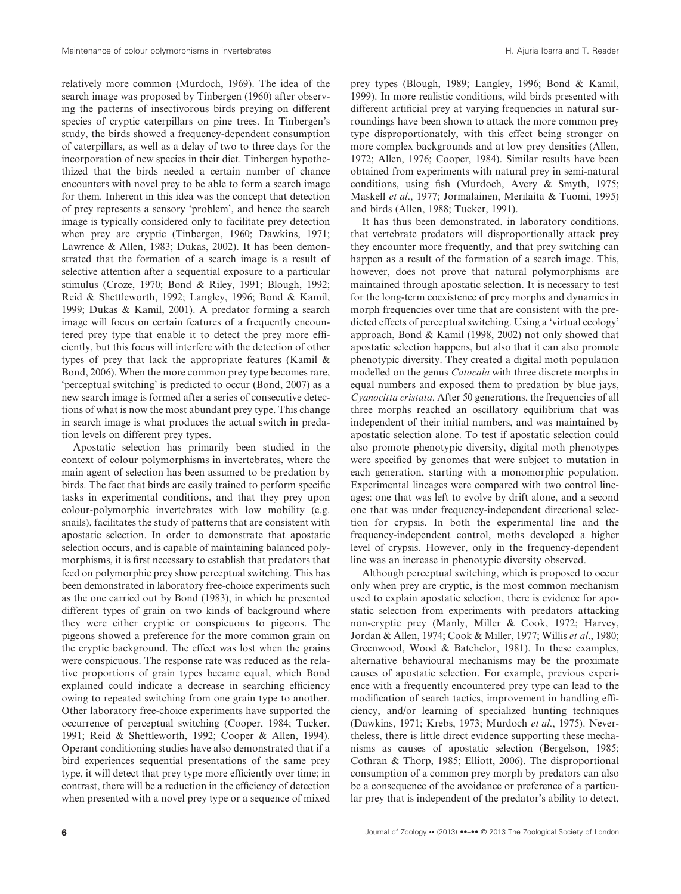relatively more common (Murdoch, 1969). The idea of the search image was proposed by Tinbergen (1960) after observing the patterns of insectivorous birds preying on different species of cryptic caterpillars on pine trees. In Tinbergen's study, the birds showed a frequency-dependent consumption of caterpillars, as well as a delay of two to three days for the incorporation of new species in their diet. Tinbergen hypothetized that the birds needed a certain number of chance encounters with novel prey to be able to form a search image for them. Inherent in this idea was the concept that detection of prey represents a sensory 'problem', and hence the search image is typically considered only to facilitate prey detection when prey are cryptic (Tinbergen, 1960; Dawkins, 1971; Lawrence & Allen, 1983; Dukas, 2002). It has been demonstrated that the formation of a search image is a result of selective attention after a sequential exposure to a particular stimulus (Croze, 1970; Bond & Riley, 1991; Blough, 1992; Reid & Shettleworth, 1992; Langley, 1996; Bond & Kamil, 1999; Dukas & Kamil, 2001). A predator forming a search image will focus on certain features of a frequently encountered prey type that enable it to detect the prey more efficiently, but this focus will interfere with the detection of other types of prey that lack the appropriate features (Kamil & Bond, 2006). When the more common prey type becomes rare, 'perceptual switching' is predicted to occur (Bond, 2007) as a new search image is formed after a series of consecutive detections of what is now the most abundant prey type. This change in search image is what produces the actual switch in predation levels on different prey types.

Apostatic selection has primarily been studied in the context of colour polymorphisms in invertebrates, where the main agent of selection has been assumed to be predation by birds. The fact that birds are easily trained to perform specific tasks in experimental conditions, and that they prey upon colour-polymorphic invertebrates with low mobility (e.g. snails), facilitates the study of patterns that are consistent with apostatic selection. In order to demonstrate that apostatic selection occurs, and is capable of maintaining balanced polymorphisms, it is first necessary to establish that predators that feed on polymorphic prey show perceptual switching. This has been demonstrated in laboratory free-choice experiments such as the one carried out by Bond (1983), in which he presented different types of grain on two kinds of background where they were either cryptic or conspicuous to pigeons. The pigeons showed a preference for the more common grain on the cryptic background. The effect was lost when the grains were conspicuous. The response rate was reduced as the relative proportions of grain types became equal, which Bond explained could indicate a decrease in searching efficiency owing to repeated switching from one grain type to another. Other laboratory free-choice experiments have supported the occurrence of perceptual switching (Cooper, 1984; Tucker, 1991; Reid & Shettleworth, 1992; Cooper & Allen, 1994). Operant conditioning studies have also demonstrated that if a bird experiences sequential presentations of the same prey type, it will detect that prey type more efficiently over time; in contrast, there will be a reduction in the efficiency of detection when presented with a novel prey type or a sequence of mixed prey types (Blough, 1989; Langley, 1996; Bond & Kamil, 1999). In more realistic conditions, wild birds presented with different artificial prey at varying frequencies in natural surroundings have been shown to attack the more common prey type disproportionately, with this effect being stronger on more complex backgrounds and at low prey densities (Allen, 1972; Allen, 1976; Cooper, 1984). Similar results have been obtained from experiments with natural prey in semi-natural conditions, using fish (Murdoch, Avery & Smyth, 1975; Maskell *et al*., 1977; Jormalainen, Merilaita & Tuomi, 1995) and birds (Allen, 1988; Tucker, 1991).

It has thus been demonstrated, in laboratory conditions, that vertebrate predators will disproportionally attack prey they encounter more frequently, and that prey switching can happen as a result of the formation of a search image. This, however, does not prove that natural polymorphisms are maintained through apostatic selection. It is necessary to test for the long-term coexistence of prey morphs and dynamics in morph frequencies over time that are consistent with the predicted effects of perceptual switching. Using a 'virtual ecology' approach, Bond & Kamil (1998, 2002) not only showed that apostatic selection happens, but also that it can also promote phenotypic diversity. They created a digital moth population modelled on the genus *Catocala* with three discrete morphs in equal numbers and exposed them to predation by blue jays, *Cyanocitta cristata*. After 50 generations, the frequencies of all three morphs reached an oscillatory equilibrium that was independent of their initial numbers, and was maintained by apostatic selection alone. To test if apostatic selection could also promote phenotypic diversity, digital moth phenotypes were specified by genomes that were subject to mutation in each generation, starting with a monomorphic population. Experimental lineages were compared with two control lineages: one that was left to evolve by drift alone, and a second one that was under frequency-independent directional selection for crypsis. In both the experimental line and the frequency-independent control, moths developed a higher level of crypsis. However, only in the frequency-dependent line was an increase in phenotypic diversity observed.

Although perceptual switching, which is proposed to occur only when prey are cryptic, is the most common mechanism used to explain apostatic selection, there is evidence for apostatic selection from experiments with predators attacking non-cryptic prey (Manly, Miller & Cook, 1972; Harvey, Jordan & Allen, 1974; Cook & Miller, 1977; Willis *et al*., 1980; Greenwood, Wood & Batchelor, 1981). In these examples, alternative behavioural mechanisms may be the proximate causes of apostatic selection. For example, previous experience with a frequently encountered prey type can lead to the modification of search tactics, improvement in handling efficiency, and/or learning of specialized hunting techniques (Dawkins, 1971; Krebs, 1973; Murdoch *et al*., 1975). Nevertheless, there is little direct evidence supporting these mechanisms as causes of apostatic selection (Bergelson, 1985; Cothran & Thorp, 1985; Elliott, 2006). The disproportional consumption of a common prey morph by predators can also be a consequence of the avoidance or preference of a particular prey that is independent of the predator's ability to detect,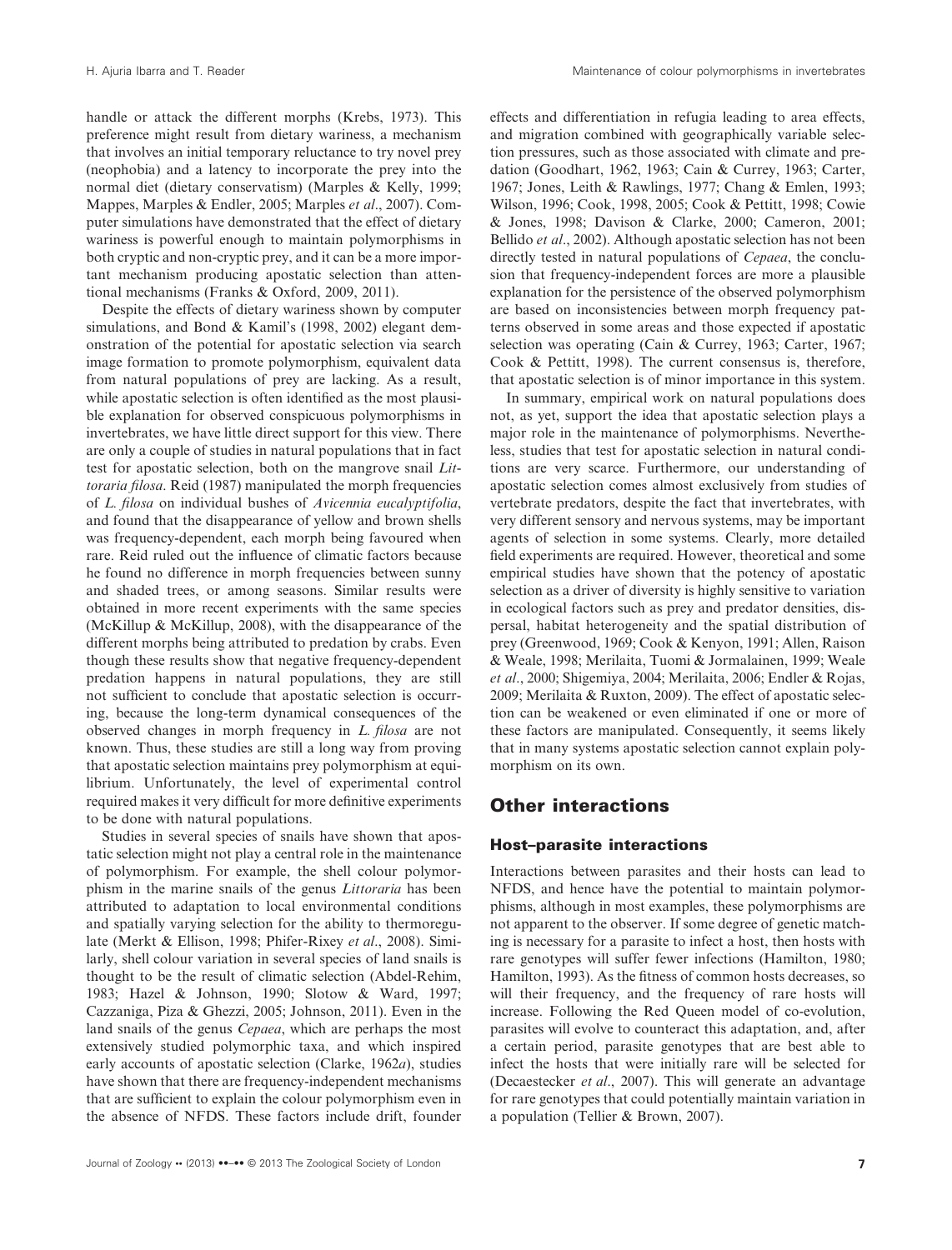handle or attack the different morphs (Krebs, 1973). This preference might result from dietary wariness, a mechanism that involves an initial temporary reluctance to try novel prey (neophobia) and a latency to incorporate the prey into the normal diet (dietary conservatism) (Marples & Kelly, 1999; Mappes, Marples & Endler, 2005; Marples *et al*., 2007). Computer simulations have demonstrated that the effect of dietary wariness is powerful enough to maintain polymorphisms in both cryptic and non-cryptic prey, and it can be a more important mechanism producing apostatic selection than attentional mechanisms (Franks & Oxford, 2009, 2011).

Despite the effects of dietary wariness shown by computer simulations, and Bond & Kamil's (1998, 2002) elegant demonstration of the potential for apostatic selection via search image formation to promote polymorphism, equivalent data from natural populations of prey are lacking. As a result, while apostatic selection is often identified as the most plausible explanation for observed conspicuous polymorphisms in invertebrates, we have little direct support for this view. There are only a couple of studies in natural populations that in fact test for apostatic selection, both on the mangrove snail *Littoraria filosa*. Reid (1987) manipulated the morph frequencies of *L. filosa* on individual bushes of *Avicennia eucalyptifolia*, and found that the disappearance of yellow and brown shells was frequency-dependent, each morph being favoured when rare. Reid ruled out the influence of climatic factors because he found no difference in morph frequencies between sunny and shaded trees, or among seasons. Similar results were obtained in more recent experiments with the same species (McKillup & McKillup, 2008), with the disappearance of the different morphs being attributed to predation by crabs. Even though these results show that negative frequency-dependent predation happens in natural populations, they are still not sufficient to conclude that apostatic selection is occurring, because the long-term dynamical consequences of the observed changes in morph frequency in *L. filosa* are not known. Thus, these studies are still a long way from proving that apostatic selection maintains prey polymorphism at equilibrium. Unfortunately, the level of experimental control required makes it very difficult for more definitive experiments to be done with natural populations.

Studies in several species of snails have shown that apostatic selection might not play a central role in the maintenance of polymorphism. For example, the shell colour polymorphism in the marine snails of the genus *Littoraria* has been attributed to adaptation to local environmental conditions and spatially varying selection for the ability to thermoregulate (Merkt & Ellison, 1998; Phifer-Rixey *et al*., 2008). Similarly, shell colour variation in several species of land snails is thought to be the result of climatic selection (Abdel-Rehim, 1983; Hazel & Johnson, 1990; Slotow & Ward, 1997; Cazzaniga, Piza & Ghezzi, 2005; Johnson, 2011). Even in the land snails of the genus *Cepaea*, which are perhaps the most extensively studied polymorphic taxa, and which inspired early accounts of apostatic selection (Clarke, 1962*a*), studies have shown that there are frequency-independent mechanisms that are sufficient to explain the colour polymorphism even in the absence of NFDS. These factors include drift, founder effects and differentiation in refugia leading to area effects, and migration combined with geographically variable selection pressures, such as those associated with climate and predation (Goodhart, 1962, 1963; Cain & Currey, 1963; Carter, 1967; Jones, Leith & Rawlings, 1977; Chang & Emlen, 1993; Wilson, 1996; Cook, 1998, 2005; Cook & Pettitt, 1998; Cowie & Jones, 1998; Davison & Clarke, 2000; Cameron, 2001; Bellido *et al*., 2002). Although apostatic selection has not been directly tested in natural populations of *Cepaea*, the conclusion that frequency-independent forces are more a plausible explanation for the persistence of the observed polymorphism are based on inconsistencies between morph frequency patterns observed in some areas and those expected if apostatic selection was operating (Cain & Currey, 1963; Carter, 1967; Cook & Pettitt, 1998). The current consensus is, therefore, that apostatic selection is of minor importance in this system.

In summary, empirical work on natural populations does not, as yet, support the idea that apostatic selection plays a major role in the maintenance of polymorphisms. Nevertheless, studies that test for apostatic selection in natural conditions are very scarce. Furthermore, our understanding of apostatic selection comes almost exclusively from studies of vertebrate predators, despite the fact that invertebrates, with very different sensory and nervous systems, may be important agents of selection in some systems. Clearly, more detailed field experiments are required. However, theoretical and some empirical studies have shown that the potency of apostatic selection as a driver of diversity is highly sensitive to variation in ecological factors such as prey and predator densities, dispersal, habitat heterogeneity and the spatial distribution of prey (Greenwood, 1969; Cook & Kenyon, 1991; Allen, Raison & Weale, 1998; Merilaita, Tuomi & Jormalainen, 1999; Weale *et al*., 2000; Shigemiya, 2004; Merilaita, 2006; Endler & Rojas, 2009; Merilaita & Ruxton, 2009). The effect of apostatic selection can be weakened or even eliminated if one or more of these factors are manipulated. Consequently, it seems likely that in many systems apostatic selection cannot explain polymorphism on its own.

## Other interactions

### Host–parasite interactions

Interactions between parasites and their hosts can lead to NFDS, and hence have the potential to maintain polymorphisms, although in most examples, these polymorphisms are not apparent to the observer. If some degree of genetic matching is necessary for a parasite to infect a host, then hosts with rare genotypes will suffer fewer infections (Hamilton, 1980; Hamilton, 1993). As the fitness of common hosts decreases, so will their frequency, and the frequency of rare hosts will increase. Following the Red Queen model of co-evolution, parasites will evolve to counteract this adaptation, and, after a certain period, parasite genotypes that are best able to infect the hosts that were initially rare will be selected for (Decaestecker *et al*., 2007). This will generate an advantage for rare genotypes that could potentially maintain variation in a population (Tellier & Brown, 2007).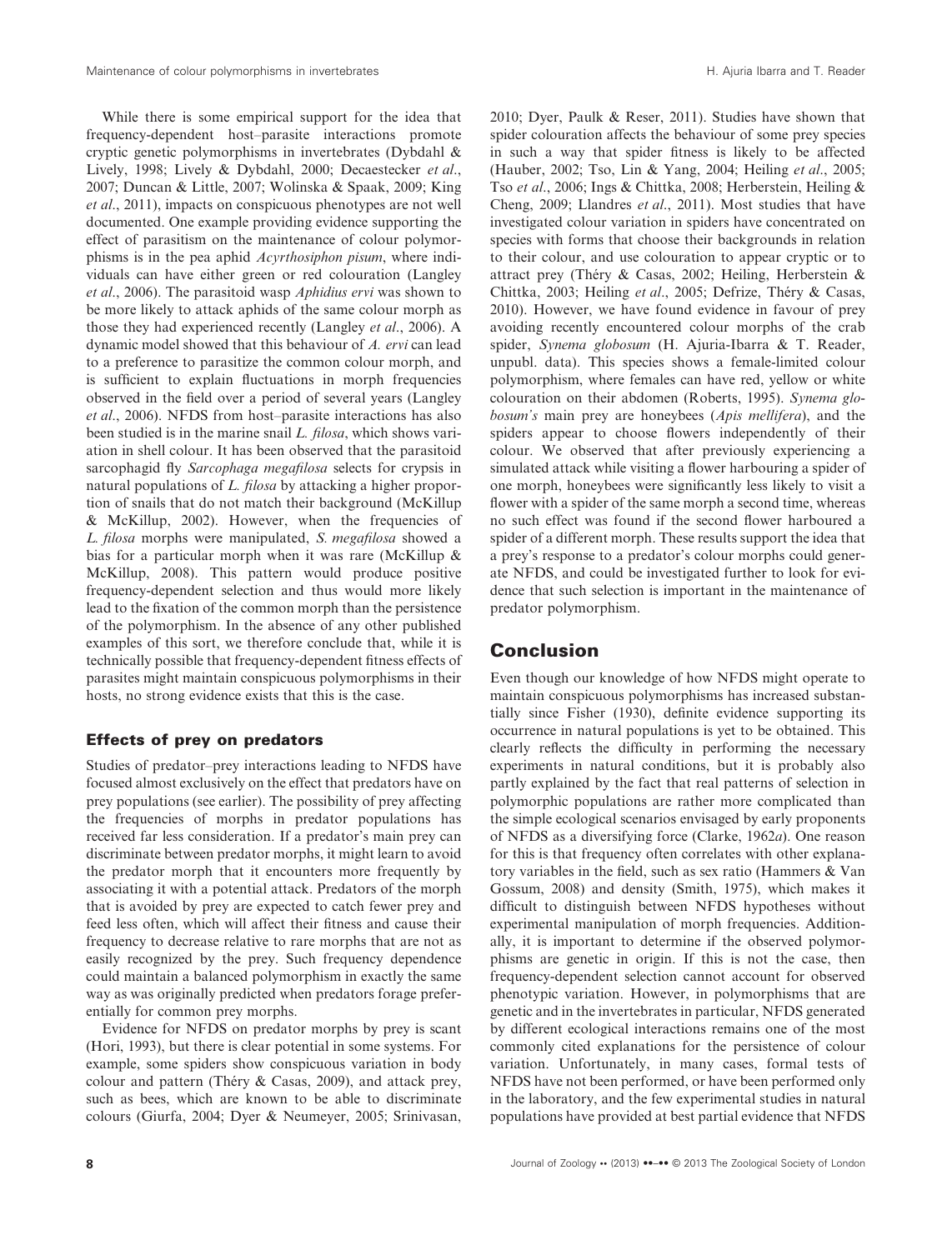While there is some empirical support for the idea that frequency-dependent host–parasite interactions promote cryptic genetic polymorphisms in invertebrates (Dybdahl & Lively, 1998; Lively & Dybdahl, 2000; Decaestecker *et al*., 2007; Duncan & Little, 2007; Wolinska & Spaak, 2009; King *et al*., 2011), impacts on conspicuous phenotypes are not well documented. One example providing evidence supporting the effect of parasitism on the maintenance of colour polymorphisms is in the pea aphid *Acyrthosiphon pisum*, where individuals can have either green or red colouration (Langley *et al*., 2006). The parasitoid wasp *Aphidius ervi* was shown to be more likely to attack aphids of the same colour morph as those they had experienced recently (Langley *et al*., 2006). A dynamic model showed that this behaviour of *A. ervi* can lead to a preference to parasitize the common colour morph, and is sufficient to explain fluctuations in morph frequencies observed in the field over a period of several years (Langley *et al*., 2006). NFDS from host–parasite interactions has also been studied is in the marine snail *L. filosa*, which shows variation in shell colour. It has been observed that the parasitoid sarcophagid fly *Sarcophaga megafilosa* selects for crypsis in natural populations of *L. filosa* by attacking a higher proportion of snails that do not match their background (McKillup & McKillup, 2002). However, when the frequencies of *L. filosa* morphs were manipulated, *S. megafilosa* showed a bias for a particular morph when it was rare (McKillup & McKillup, 2008). This pattern would produce positive frequency-dependent selection and thus would more likely lead to the fixation of the common morph than the persistence of the polymorphism. In the absence of any other published examples of this sort, we therefore conclude that, while it is technically possible that frequency-dependent fitness effects of parasites might maintain conspicuous polymorphisms in their hosts, no strong evidence exists that this is the case.

### Effects of prey on predators

Studies of predator–prey interactions leading to NFDS have focused almost exclusively on the effect that predators have on prey populations (see earlier). The possibility of prey affecting the frequencies of morphs in predator populations has received far less consideration. If a predator's main prey can discriminate between predator morphs, it might learn to avoid the predator morph that it encounters more frequently by associating it with a potential attack. Predators of the morph that is avoided by prey are expected to catch fewer prey and feed less often, which will affect their fitness and cause their frequency to decrease relative to rare morphs that are not as easily recognized by the prey. Such frequency dependence could maintain a balanced polymorphism in exactly the same way as was originally predicted when predators forage preferentially for common prey morphs.

Evidence for NFDS on predator morphs by prey is scant (Hori, 1993), but there is clear potential in some systems. For example, some spiders show conspicuous variation in body colour and pattern (Théry & Casas, 2009), and attack prey, such as bees, which are known to be able to discriminate colours (Giurfa, 2004; Dyer & Neumeyer, 2005; Srinivasan, 2010; Dyer, Paulk & Reser, 2011). Studies have shown that spider colouration affects the behaviour of some prey species in such a way that spider fitness is likely to be affected (Hauber, 2002; Tso, Lin & Yang, 2004; Heiling *et al*., 2005; Tso *et al*., 2006; Ings & Chittka, 2008; Herberstein, Heiling & Cheng, 2009; Llandres *et al*., 2011). Most studies that have investigated colour variation in spiders have concentrated on species with forms that choose their backgrounds in relation to their colour, and use colouration to appear cryptic or to attract prey (Théry & Casas, 2002; Heiling, Herberstein & Chittka, 2003; Heiling *et al*., 2005; Defrize, Théry & Casas, 2010). However, we have found evidence in favour of prey avoiding recently encountered colour morphs of the crab spider, *Synema globosum* (H. Ajuria-Ibarra & T. Reader, unpubl. data). This species shows a female-limited colour polymorphism, where females can have red, yellow or white colouration on their abdomen (Roberts, 1995). *Synema globosum's* main prey are honeybees (*Apis mellifera*), and the spiders appear to choose flowers independently of their colour. We observed that after previously experiencing a simulated attack while visiting a flower harbouring a spider of one morph, honeybees were significantly less likely to visit a flower with a spider of the same morph a second time, whereas no such effect was found if the second flower harboured a spider of a different morph. These results support the idea that a prey's response to a predator's colour morphs could generate NFDS, and could be investigated further to look for evidence that such selection is important in the maintenance of predator polymorphism.

## Conclusion

Even though our knowledge of how NFDS might operate to maintain conspicuous polymorphisms has increased substantially since Fisher (1930), definite evidence supporting its occurrence in natural populations is yet to be obtained. This clearly reflects the difficulty in performing the necessary experiments in natural conditions, but it is probably also partly explained by the fact that real patterns of selection in polymorphic populations are rather more complicated than the simple ecological scenarios envisaged by early proponents of NFDS as a diversifying force (Clarke, 1962*a*). One reason for this is that frequency often correlates with other explanatory variables in the field, such as sex ratio (Hammers & Van Gossum, 2008) and density (Smith, 1975), which makes it difficult to distinguish between NFDS hypotheses without experimental manipulation of morph frequencies. Additionally, it is important to determine if the observed polymorphisms are genetic in origin. If this is not the case, then frequency-dependent selection cannot account for observed phenotypic variation. However, in polymorphisms that are genetic and in the invertebrates in particular, NFDS generated by different ecological interactions remains one of the most commonly cited explanations for the persistence of colour variation. Unfortunately, in many cases, formal tests of NFDS have not been performed, or have been performed only in the laboratory, and the few experimental studies in natural populations have provided at best partial evidence that NFDS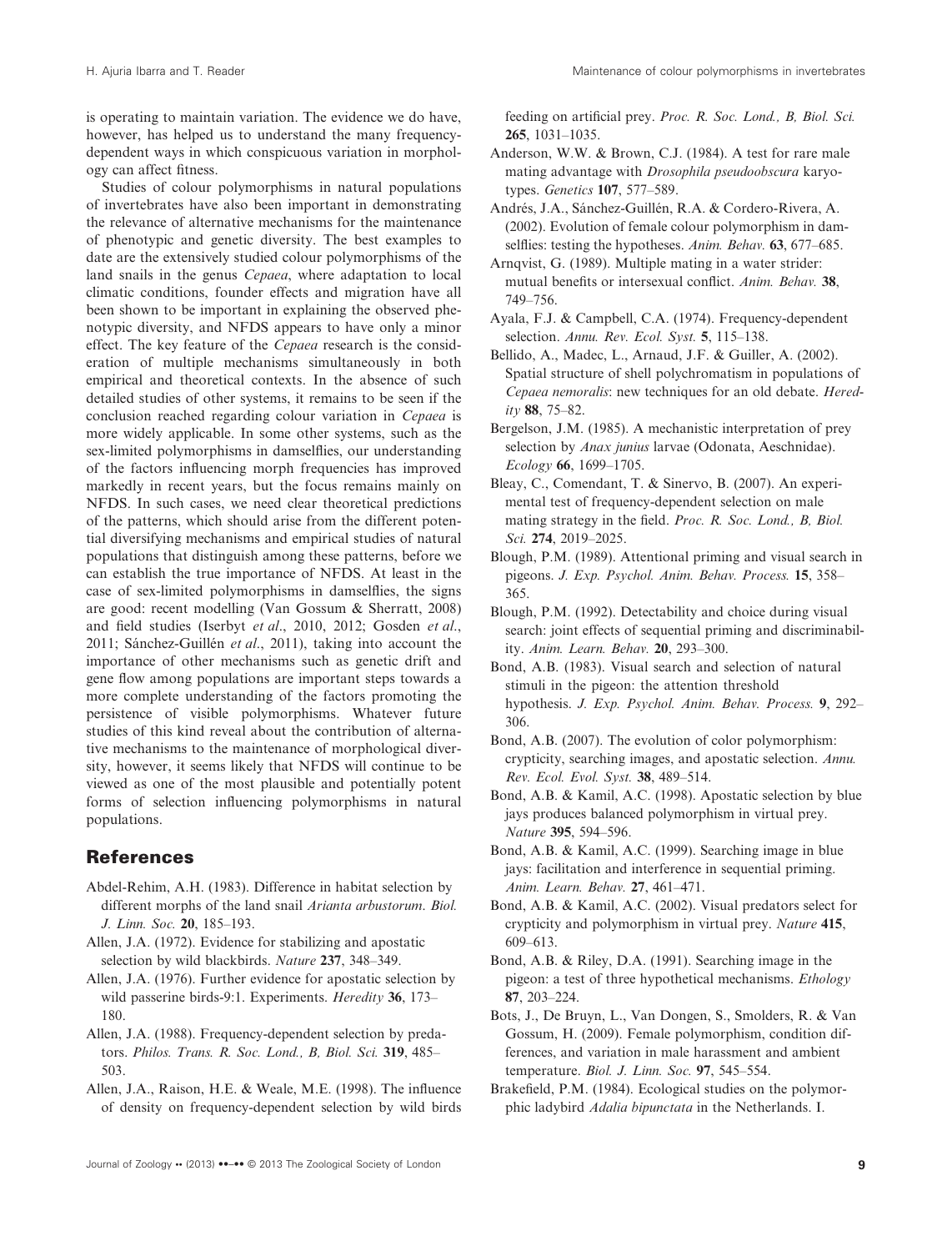is operating to maintain variation. The evidence we do have, however, has helped us to understand the many frequency-dependent ways in which conspicuous variation in morphology can affect fitness.

Studies of colour polymorphisms in natural populations of invertebrates have also been important in demonstrating the relevance of alternative mechanisms for the maintenance of phenotypic and genetic diversity. The best examples to date are the extensively studied colour polymorphisms of the land snails in the genus *Cepaea*, where adaptation to local climatic conditions, founder effects and migration have all been shown to be important in explaining the observed phenotypic diversity, and NFDS appears to have only a minor effect. The key feature of the *Cepaea* research is the consideration of multiple mechanisms simultaneously in both empirical and theoretical contexts. In the absence of such detailed studies of other systems, it remains to be seen if the conclusion reached regarding colour variation in *Cepaea* is more widely applicable. In some other systems, such as the sex-limited polymorphisms in damselflies, our understanding of the factors influencing morph frequencies has improved markedly in recent years, but the focus remains mainly on NFDS. In such cases, we need clear theoretical predictions of the patterns, which should arise from the different potential diversifying mechanisms and empirical studies of natural populations that distinguish among these patterns, before we can establish the true importance of NFDS. At least in the case of sex-limited polymorphisms in damselflies, the signs are good: recent modelling (Van Gossum & Sherratt, 2008) and field studies (Iserbyt *et al*., 2010, 2012; Gosden *et al*., 2011; Sánchez-Guillén *et al*., 2011), taking into account the importance of other mechanisms such as genetic drift and gene flow among populations are important steps towards a more complete understanding of the factors promoting the persistence of visible polymorphisms. Whatever future studies of this kind reveal about the contribution of alternative mechanisms to the maintenance of morphological diversity, however, it seems likely that NFDS will continue to be viewed as one of the most plausible and potentially potent forms of selection influencing polymorphisms in natural populations.

## References

Abdel-Rehim, A.H. (1983). Difference in habitat selection by different morphs of the land snail *Arianta arbustorum*. *Biol. J. Linn. Soc.* **20**, 185–193.

Allen, J.A. (1972). Evidence for stabilizing and apostatic selection by wild blackbirds. *Nature* **237**, 348–349.

Allen, J.A. (1976). Further evidence for apostatic selection by wild passerine birds-9:1. Experiments. *Heredity* **36**, 173–180.

Allen, J.A. (1988). Frequency-dependent selection by predators. *Philos. Trans. R. Soc. Lond., B, Biol. Sci.* **319**, 485–503.

Allen, J.A., Raison, H.E. & Weale, M.E. (1998). The influence of density on frequency-dependent selection by wild birds feeding on artificial prey. *Proc. R. Soc. Lond., B, Biol. Sci.* **265**, 1031–1035.

Anderson, W.W. & Brown, C.J. (1984). A test for rare male mating advantage with *Drosophila pseudoobscura* karyotypes. *Genetics* **107**, 577–589.

Andrés, J.A., Sánchez-Guillén, R.A. & Cordero-Rivera, A. (2002). Evolution of female colour polymorphism in damselflies: testing the hypotheses. *Anim. Behav.* **63**, 677–685.

Arnqvist, G. (1989). Multiple mating in a water strider: mutual benefits or intersexual conflict. *Anim. Behav.* **38**, 749–756.

Ayala, F.J. & Campbell, C.A. (1974). Frequency-dependent selection. *Annu. Rev. Ecol. Syst.* **5**, 115–138.

Bellido, A., Madec, L., Arnaud, J.F. & Guiller, A. (2002). Spatial structure of shell polychromatism in populations of *Cepaea nemoralis*: new techniques for an old debate. *Heredity* **88**, 75–82.

Bergelson, J.M. (1985). A mechanistic interpretation of prey selection by *Anax junius* larvae (Odonata, Aeschnidae). *Ecology* **66**, 1699–1705.

Bleay, C., Comendant, T. & Sinervo, B. (2007). An experimental test of frequency-dependent selection on male mating strategy in the field. *Proc. R. Soc. Lond., B, Biol. Sci.* **274**, 2019–2025.

Blough, P.M. (1989). Attentional priming and visual search in pigeons. *J. Exp. Psychol. Anim. Behav. Process.* **15**, 358–365.

Blough, P.M. (1992). Detectability and choice during visual search: joint effects of sequential priming and discriminability. *Anim. Learn. Behav.* **20**, 293–300.

Bond, A.B. (1983). Visual search and selection of natural stimuli in the pigeon: the attention threshold hypothesis. *J. Exp. Psychol. Anim. Behav. Process.* **9**, 292–306.

Bond, A.B. (2007). The evolution of color polymorphism: crypticity, searching images, and apostatic selection. *Annu. Rev. Ecol. Evol. Syst.* **38**, 489–514.

Bond, A.B. & Kamil, A.C. (1998). Apostatic selection by blue jays produces balanced polymorphism in virtual prey. *Nature* **395**, 594–596.

Bond, A.B. & Kamil, A.C. (1999). Searching image in blue jays: facilitation and interference in sequential priming. *Anim. Learn. Behav.* **27**, 461–471.

Bond, A.B. & Kamil, A.C. (2002). Visual predators select for crypticity and polymorphism in virtual prey. *Nature* **415**, 609–613.

Bond, A.B. & Riley, D.A. (1991). Searching image in the pigeon: a test of three hypothetical mechanisms. *Ethology* **87**, 203–224.

Bots, J., De Bruyn, L., Van Dongen, S., Smolders, R. & Van Gossum, H. (2009). Female polymorphism, condition differences, and variation in male harassment and ambient temperature. *Biol. J. Linn. Soc.* **97**, 545–554.

Brakefield, P.M. (1984). Ecological studies on the polymorphic ladybird *Adalia bipunctata* in the Netherlands. I.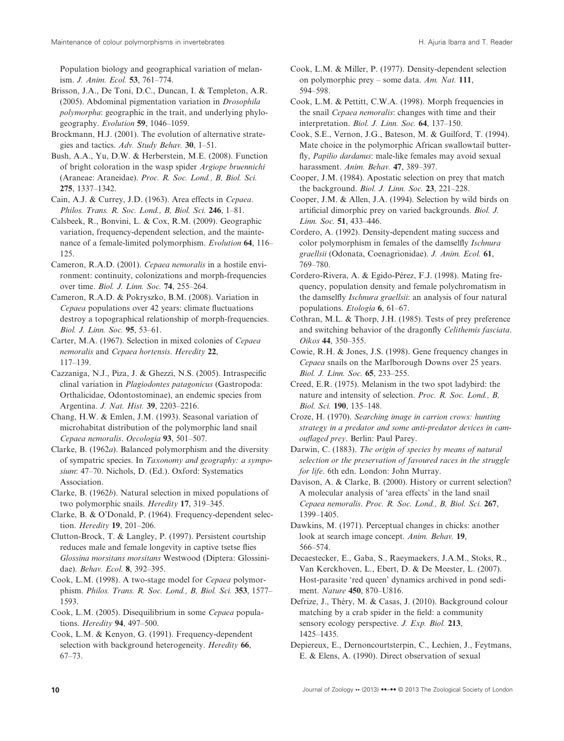Population biology and geographical variation of melanism. *J. Anim. Ecol.* **53**, 761–774.

Brisson, J.A., De Toni, D.C., Duncan, I. & Templeton, A.R. (2005). Abdominal pigmentation variation in *Drosophila polymorpha*: geographic in the trait, and underlying phylogeography. *Evolution* **59**, 1046–1059.

Brockmann, H.J. (2001). The evolution of alternative strategies and tactics. *Adv. Study Behav.* **30**, 1–51.

Bush, A.A., Yu, D.W. & Herberstein, M.E. (2008). Function of bright coloration in the wasp spider *Argiope bruennichi* (Araneae: Araneidae). *Proc. R. Soc. Lond., B, Biol. Sci.* **275**, 1337–1342.

Cain, A.J. & Currey, J.D. (1963). Area effects in *Cepaea*. *Philos. Trans. R. Soc. Lond., B, Biol. Sci.* **246**, 1–81.

Calsbeek, R., Bonvini, L. & Cox, R.M. (2009). Geographic variation, frequency-dependent selection, and the maintenance of a female-limited polymorphism. *Evolution* **64**, 116–125.

Cameron, R.A.D. (2001). *Cepaea nemoralis* in a hostile environment: continuity, colonizations and morph-frequencies over time. *Biol. J. Linn. Soc.* **74**, 255–264.

Cameron, R.A.D. & Pokryszko, B.M. (2008). Variation in *Cepaea* populations over 42 years: climate fluctuations destroy a topographical relationship of morph-frequencies. *Biol. J. Linn. Soc.* **95**, 53–61.

Carter, M.A. (1967). Selection in mixed colonies of *Cepaea nemoralis* and *Cepaea hortensis*. *Heredity* **22**, 117–139.

Cazzaniga, N.J., Piza, J. & Ghezzi, N.S. (2005). Intraspecific clinal variation in *Plagiodontes patagonicus* (Gastropoda: Orthalicidae, Odontostominae), an endemic species from Argentina. *J. Nat. Hist.* **39**, 2203–2216.

Chang, H.W. & Emlen, J.M. (1993). Seasonal variation of microhabitat distribution of the polymorphic land snail *Cepaea nemoralis*. *Oecologia* **93**, 501–507.

Clarke, B. (1962*a*). Balanced polymorphism and the diversity of sympatric species. In *Taxonomy and geography: a symposium*: 47–70. Nichols, D. (Ed.). Oxford: Systematics Association.

Clarke, B. (1962*b*). Natural selection in mixed populations of two polymorphic snails. *Heredity* **17**, 319–345.

Clarke, B. & O'Donald, P. (1964). Frequency-dependent selection. *Heredity* **19**, 201–206.

Clutton-Brock, T. & Langley, P. (1997). Persistent courtship reduces male and female longevity in captive tsetse flies *Glossina morsitans morsitans* Westwood (Diptera: Glossinidae). *Behav. Ecol.* **8**, 392–395.

Cook, L.M. (1998). A two-stage model for *Cepaea* polymorphism. *Philos. Trans. R. Soc. Lond., B, Biol. Sci.* **353**, 1577–1593.

Cook, L.M. (2005). Disequilibrium in some *Cepaea* populations. *Heredity* **94**, 497–500.

Cook, L.M. & Kenyon, G. (1991). Frequency-dependent selection with background heterogeneity. *Heredity* **66**, 67–73.

Cook, L.M. & Miller, P. (1977). Density-dependent selection on polymorphic prey – some data. *Am. Nat.* **111**, 594–598.

Cook, L.M. & Pettitt, C.W.A. (1998). Morph frequencies in the snail *Cepaea nemoralis*: changes with time and their interpretation. *Biol. J. Linn. Soc.* **64**, 137–150.

Cook, S.E., Vernon, J.G., Bateson, M. & Guilford, T. (1994). Mate choice in the polymorphic African swallowtail butterfly, *Papilio dardanus*: male-like females may avoid sexual harassment. *Anim. Behav.* **47**, 389–397.

Cooper, J.M. (1984). Apostatic selection on prey that match the background. *Biol. J. Linn. Soc.* **23**, 221–228.

Cooper, J.M. & Allen, J.A. (1994). Selection by wild birds on artificial dimorphic prey on varied backgrounds. *Biol. J. Linn. Soc.* **51**, 433–446.

Cordero, A. (1992). Density-dependent mating success and color polymorphism in females of the damselfly *Ischnura graellsii* (Odonata, Coenagrionidae). *J. Anim. Ecol.* **61**, 769–780.

Cordero-Rivera, A. & Egido-Pérez, F.J. (1998). Mating frequency, population density and female polychromatism in the damselfly *Ischnura graellsii*: an analysis of four natural populations. *Etología* **6**, 61–67.

Cothran, M.L. & Thorp, J.H. (1985). Tests of prey preference and switching behavior of the dragonfly *Celithemis fasciata*. *Oikos* **44**, 350–355.

Cowie, R.H. & Jones, J.S. (1998). Gene frequency changes in *Cepaea* snails on the Marlborough Downs over 25 years. *Biol. J. Linn. Soc.* **65**, 233–255.

Creed, E.R. (1975). Melanism in the two spot ladybird: the nature and intensity of selection. *Proc. R. Soc. Lond., B, Biol. Sci.* **190**, 135–148.

Croze, H. (1970). *Searching image in carrion crows: hunting strategy in a predator and some anti-predator devices in camouflaged prey*. Berlin: Paul Parey.

Darwin, C. (1883). *The origin of species by means of natural selection or the preservation of favoured races in the struggle for life*. 6th edn. London: John Murray.

Davison, A. & Clarke, B. (2000). History or current selection? A molecular analysis of 'area effects' in the land snail *Cepaea nemoralis*. *Proc. R. Soc. Lond., B, Biol. Sci.* **267**, 1399–1405.

Dawkins, M. (1971). Perceptual changes in chicks: another look at search image concept. *Anim. Behav.* **19**, 566–574.

Decaestecker, E., Gaba, S., Raeymaekers, J.A.M., Stoks, R., Van Kerckhoven, L., Ebert, D. & De Meester, L. (2007). Host-parasite 'red queen' dynamics archived in pond sediment. *Nature* **450**, 870–U816.

Defrize, J., Théry, M. & Casas, J. (2010). Background colour matching by a crab spider in the field: a community sensory ecology perspective. *J. Exp. Biol.* **213**, 1425–1435.

Depiereux, E., Dernoncourtsterpin, C., Lechien, J., Feytmans, E. & Elens, A. (1990). Direct observation of sexual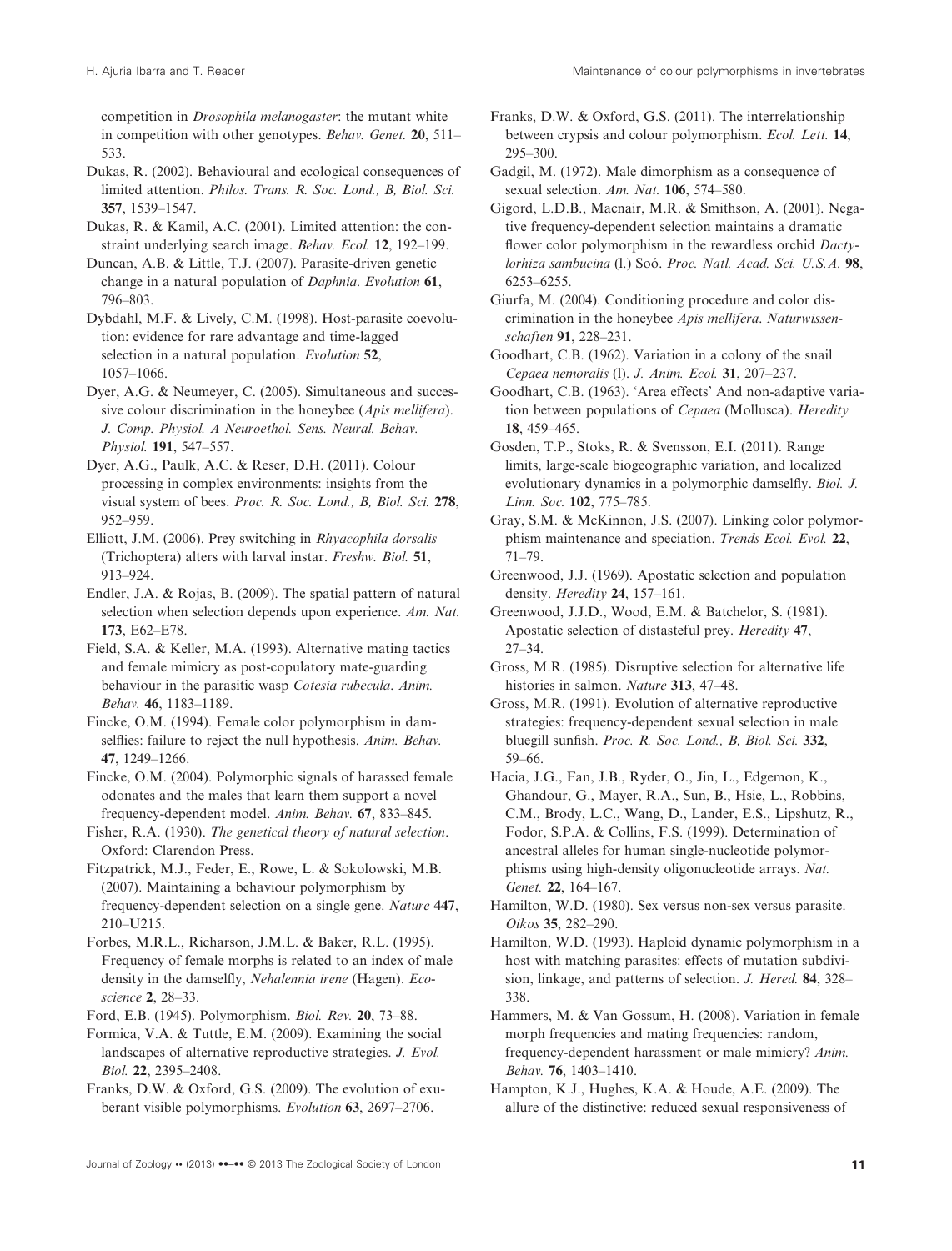competition in *Drosophila melanogaster*: the mutant white in competition with other genotypes. *Behav. Genet.* **20**, 511–533.

Dukas, R. (2002). Behavioural and ecological consequences of limited attention. *Philos. Trans. R. Soc. Lond., B, Biol. Sci.* **357**, 1539–1547.

Dukas, R. & Kamil, A.C. (2001). Limited attention: the constraint underlying search image. *Behav. Ecol.* **12**, 192–199.

Duncan, A.B. & Little, T.J. (2007). Parasite-driven genetic change in a natural population of *Daphnia*. *Evolution* **61**, 796–803.

Dybdahl, M.F. & Lively, C.M. (1998). Host-parasite coevolution: evidence for rare advantage and time-lagged selection in a natural population. *Evolution* **52**, 1057–1066.

Dyer, A.G. & Neumeyer, C. (2005). Simultaneous and successive colour discrimination in the honeybee (*Apis mellifera*). *J. Comp. Physiol. A Neuroethol. Sens. Neural. Behav. Physiol.* **191**, 547–557.

Dyer, A.G., Paulk, A.C. & Reser, D.H. (2011). Colour processing in complex environments: insights from the visual system of bees. *Proc. R. Soc. Lond., B, Biol. Sci.* **278**, 952–959.

Elliott, J.M. (2006). Prey switching in *Rhyacophila dorsalis* (Trichoptera) alters with larval instar. *Freshw. Biol.* **51**, 913–924.

Endler, J.A. & Rojas, B. (2009). The spatial pattern of natural selection when selection depends upon experience. *Am. Nat.* **173**, E62–E78.

Field, S.A. & Keller, M.A. (1993). Alternative mating tactics and female mimicry as post-copulatory mate-guarding behaviour in the parasitic wasp *Cotesia rubecula*. *Anim. Behav.* **46**, 1183–1189.

Fincke, O.M. (1994). Female color polymorphism in damselflies: failure to reject the null hypothesis. *Anim. Behav.* **47**, 1249–1266.

Fincke, O.M. (2004). Polymorphic signals of harassed female odonates and the males that learn them support a novel frequency-dependent model. *Anim. Behav.* **67**, 833–845.

Fisher, R.A. (1930). *The genetical theory of natural selection*. Oxford: Clarendon Press.

Fitzpatrick, M.J., Feder, E., Rowe, L. & Sokolowski, M.B. (2007). Maintaining a behaviour polymorphism by frequency-dependent selection on a single gene. *Nature* **447**, 210–U215.

Forbes, M.R.L., Richarson, J.M.L. & Baker, R.L. (1995). Frequency of female morphs is related to an index of male density in the damselfly, *Nehalennia irene* (Hagen). *Ecoscience* **2**, 28–33.

Ford, E.B. (1945). Polymorphism. *Biol. Rev.* **20**, 73–88.

Formica, V.A. & Tuttle, E.M. (2009). Examining the social landscapes of alternative reproductive strategies. *J. Evol. Biol.* **22**, 2395–2408.

Franks, D.W. & Oxford, G.S. (2009). The evolution of exuberant visible polymorphisms. *Evolution* **63**, 2697–2706.

Franks, D.W. & Oxford, G.S. (2011). The interrelationship between crypsis and colour polymorphism. *Ecol. Lett.* **14**, 295–300.

Gadgil, M. (1972). Male dimorphism as a consequence of sexual selection. *Am. Nat.* **106**, 574–580.

Gigord, L.D.B., Macnair, M.R. & Smithson, A. (2001). Negative frequency-dependent selection maintains a dramatic flower color polymorphism in the rewardless orchid *Dactylorhiza sambucina* (l.) Soó. *Proc. Natl. Acad. Sci. U.S.A.* **98**, 6253–6255.

Giurfa, M. (2004). Conditioning procedure and color discrimination in the honeybee *Apis mellifera*. *Naturwissenschaften* **91**, 228–231.

Goodhart, C.B. (1962). Variation in a colony of the snail *Cepaea nemoralis* (l). *J. Anim. Ecol.* **31**, 207–237.

Goodhart, C.B. (1963). 'Area effects' And non-adaptive variation between populations of *Cepaea* (Mollusca). *Heredity* **18**, 459–465.

Gosden, T.P., Stoks, R. & Svensson, E.I. (2011). Range limits, large-scale biogeographic variation, and localized evolutionary dynamics in a polymorphic damselfly. *Biol. J. Linn. Soc.* **102**, 775–785.

Gray, S.M. & McKinnon, J.S. (2007). Linking color polymorphism maintenance and speciation. *Trends Ecol. Evol.* **22**, 71–79.

Greenwood, J.J. (1969). Apostatic selection and population density. *Heredity* **24**, 157–161.

Greenwood, J.J.D., Wood, E.M. & Batchelor, S. (1981). Apostatic selection of distasteful prey. *Heredity* **47**, 27–34.

Gross, M.R. (1985). Disruptive selection for alternative life histories in salmon. *Nature* **313**, 47–48.

Gross, M.R. (1991). Evolution of alternative reproductive strategies: frequency-dependent sexual selection in male bluegill sunfish. *Proc. R. Soc. Lond., B, Biol. Sci.* **332**, 59–66.

Hacia, J.G., Fan, J.B., Ryder, O., Jin, L., Edgemon, K., Ghandour, G., Mayer, R.A., Sun, B., Hsie, L., Robbins, C.M., Brody, L.C., Wang, D., Lander, E.S., Lipshutz, R., Fodor, S.P.A. & Collins, F.S. (1999). Determination of ancestral alleles for human single-nucleotide polymorphisms using high-density oligonucleotide arrays. *Nat. Genet.* **22**, 164–167.

Hamilton, W.D. (1980). Sex versus non-sex versus parasite. *Oikos* **35**, 282–290.

Hamilton, W.D. (1993). Haploid dynamic polymorphism in a host with matching parasites: effects of mutation subdivision, linkage, and patterns of selection. *J. Hered.* **84**, 328–338.

Hammers, M. & Van Gossum, H. (2008). Variation in female morph frequencies and mating frequencies: random, frequency-dependent harassment or male mimicry? *Anim. Behav.* **76**, 1403–1410.

Hampton, K.J., Hughes, K.A. & Houde, A.E. (2009). The allure of the distinctive: reduced sexual responsiveness of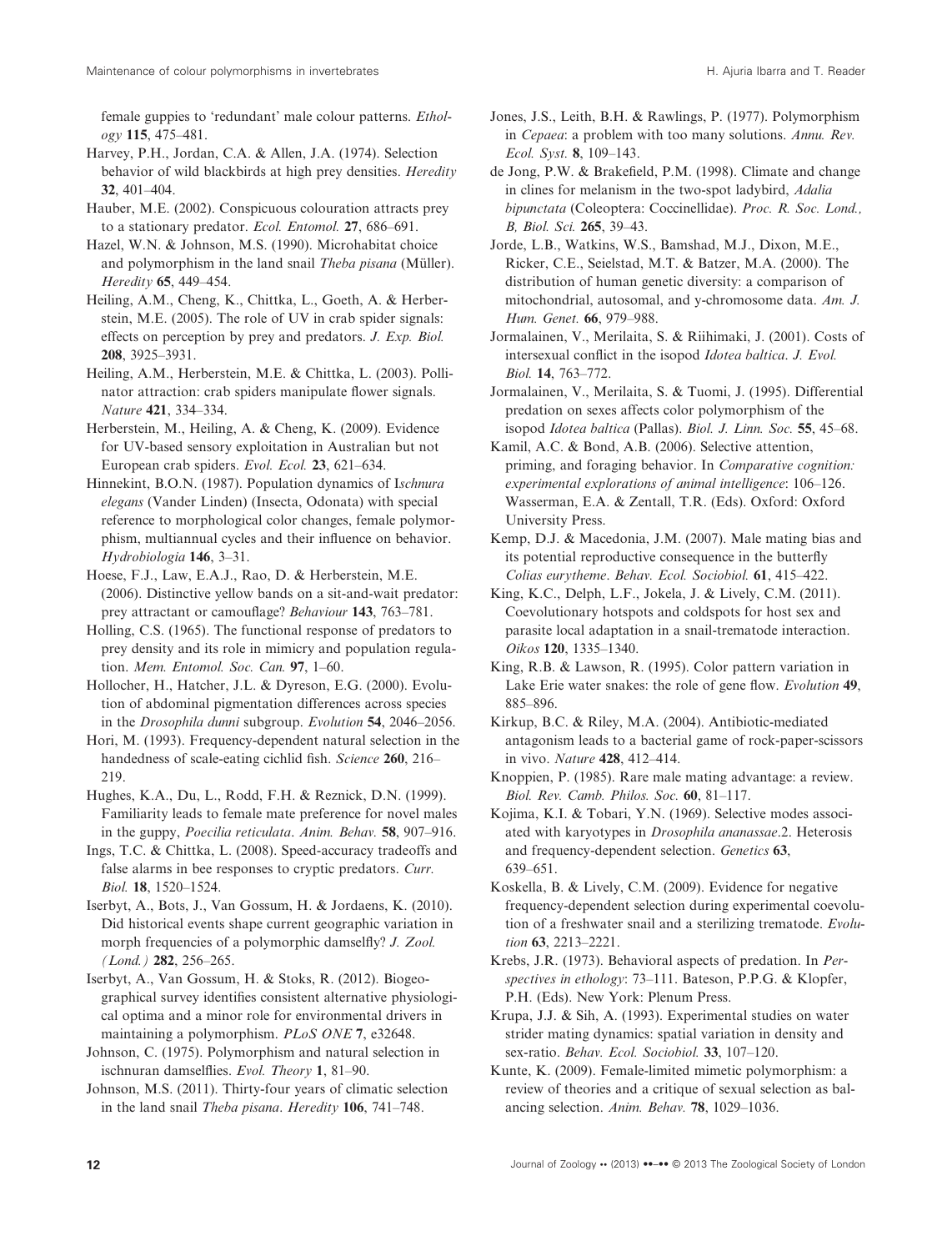female guppies to 'redundant' male colour patterns. *Ethology* **115**, 475–481.

Harvey, P.H., Jordan, C.A. & Allen, J.A. (1974). Selection behavior of wild blackbirds at high prey densities. *Heredity* **32**, 401–404.

Hauber, M.E. (2002). Conspicuous colouration attracts prey to a stationary predator. *Ecol. Entomol.* **27**, 686–691.

Hazel, W.N. & Johnson, M.S. (1990). Microhabitat choice and polymorphism in the land snail *Theba pisana* (Müller). *Heredity* **65**, 449–454.

Heiling, A.M., Cheng, K., Chittka, L., Goeth, A. & Herberstein, M.E. (2005). The role of UV in crab spider signals: effects on perception by prey and predators. *J. Exp. Biol.* **208**, 3925–3931.

Heiling, A.M., Herberstein, M.E. & Chittka, L. (2003). Pollinator attraction: crab spiders manipulate flower signals. *Nature* **421**, 334–334.

Herberstein, M., Heiling, A. & Cheng, K. (2009). Evidence for UV-based sensory exploitation in Australian but not European crab spiders. *Evol. Ecol.* **23**, 621–634.

Hinnekint, B.O.N. (1987). Population dynamics of I*schnura elegans* (Vander Linden) (Insecta, Odonata) with special reference to morphological color changes, female polymorphism, multiannual cycles and their influence on behavior. *Hydrobiologia* **146**, 3–31.

Hoese, F.J., Law, E.A.J., Rao, D. & Herberstein, M.E. (2006). Distinctive yellow bands on a sit-and-wait predator: prey attractant or camouflage? *Behaviour* **143**, 763–781.

Holling, C.S. (1965). The functional response of predators to prey density and its role in mimicry and population regulation. *Mem. Entomol. Soc. Can.* **97**, 1–60.

Hollocher, H., Hatcher, J.L. & Dyreson, E.G. (2000). Evolution of abdominal pigmentation differences across species in the *Drosophila dunni* subgroup. *Evolution* **54**, 2046–2056.

Hori, M. (1993). Frequency-dependent natural selection in the handedness of scale-eating cichlid fish. *Science* **260**, 216–219.

Hughes, K.A., Du, L., Rodd, F.H. & Reznick, D.N. (1999). Familiarity leads to female mate preference for novel males in the guppy, *Poecilia reticulata*. *Anim. Behav.* **58**, 907–916.

Ings, T.C. & Chittka, L. (2008). Speed-accuracy tradeoffs and false alarms in bee responses to cryptic predators. *Curr. Biol.* **18**, 1520–1524.

Iserbyt, A., Bots, J., Van Gossum, H. & Jordaens, K. (2010). Did historical events shape current geographic variation in morph frequencies of a polymorphic damselfly? *J. Zool. (Lond.)* **282**, 256–265.

Iserbyt, A., Van Gossum, H. & Stoks, R. (2012). Biogeographical survey identifies consistent alternative physiological optima and a minor role for environmental drivers in maintaining a polymorphism. *PLoS ONE* **7**, e32648.

Johnson, C. (1975). Polymorphism and natural selection in ischnuran damselflies. *Evol. Theory* **1**, 81–90.

Johnson, M.S. (2011). Thirty-four years of climatic selection in the land snail *Theba pisana*. *Heredity* **106**, 741–748.

Jones, J.S., Leith, B.H. & Rawlings, P. (1977). Polymorphism in *Cepaea*: a problem with too many solutions. *Annu. Rev. Ecol. Syst.* **8**, 109–143.

de Jong, P.W. & Brakefield, P.M. (1998). Climate and change in clines for melanism in the two-spot ladybird, *Adalia bipunctata* (Coleoptera: Coccinellidae). *Proc. R. Soc. Lond., B, Biol. Sci.* **265**, 39–43.

Jorde, L.B., Watkins, W.S., Bamshad, M.J., Dixon, M.E., Ricker, C.E., Seielstad, M.T. & Batzer, M.A. (2000). The distribution of human genetic diversity: a comparison of mitochondrial, autosomal, and y-chromosome data. *Am. J. Hum. Genet.* **66**, 979–988.

Jormalainen, V., Merilaita, S. & Riihimaki, J. (2001). Costs of intersexual conflict in the isopod *Idotea baltica*. *J. Evol. Biol.* **14**, 763–772.

Jormalainen, V., Merilaita, S. & Tuomi, J. (1995). Differential predation on sexes affects color polymorphism of the isopod *Idotea baltica* (Pallas). *Biol. J. Linn. Soc.* **55**, 45–68.

Kamil, A.C. & Bond, A.B. (2006). Selective attention, priming, and foraging behavior. In *Comparative cognition: experimental explorations of animal intelligence*: 106–126. Wasserman, E.A. & Zentall, T.R. (Eds). Oxford: Oxford University Press.

Kemp, D.J. & Macedonia, J.M. (2007). Male mating bias and its potential reproductive consequence in the butterfly *Colias eurytheme*. *Behav. Ecol. Sociobiol.* **61**, 415–422.

King, K.C., Delph, L.F., Jokela, J. & Lively, C.M. (2011). Coevolutionary hotspots and coldspots for host sex and parasite local adaptation in a snail-trematode interaction. *Oikos* **120**, 1335–1340.

King, R.B. & Lawson, R. (1995). Color pattern variation in Lake Erie water snakes: the role of gene flow. *Evolution* **49**, 885–896.

Kirkup, B.C. & Riley, M.A. (2004). Antibiotic-mediated antagonism leads to a bacterial game of rock-paper-scissors in vivo. *Nature* **428**, 412–414.

Knoppien, P. (1985). Rare male mating advantage: a review. *Biol. Rev. Camb. Philos. Soc.* **60**, 81–117.

Kojima, K.I. & Tobari, Y.N. (1969). Selective modes associated with karyotypes in *Drosophila ananassae*.2. Heterosis and frequency-dependent selection. *Genetics* **63**, 639–651.

Koskella, B. & Lively, C.M. (2009). Evidence for negative frequency-dependent selection during experimental coevolution of a freshwater snail and a sterilizing trematode. *Evolution* **63**, 2213–2221.

Krebs, J.R. (1973). Behavioral aspects of predation. In *Perspectives in ethology*: 73–111. Bateson, P.P.G. & Klopfer, P.H. (Eds). New York: Plenum Press.

Krupa, J.J. & Sih, A. (1993). Experimental studies on water strider mating dynamics: spatial variation in density and sex-ratio. *Behav. Ecol. Sociobiol.* **33**, 107–120.

Kunte, K. (2009). Female-limited mimetic polymorphism: a review of theories and a critique of sexual selection as balancing selection. *Anim. Behav.* **78**, 1029–1036.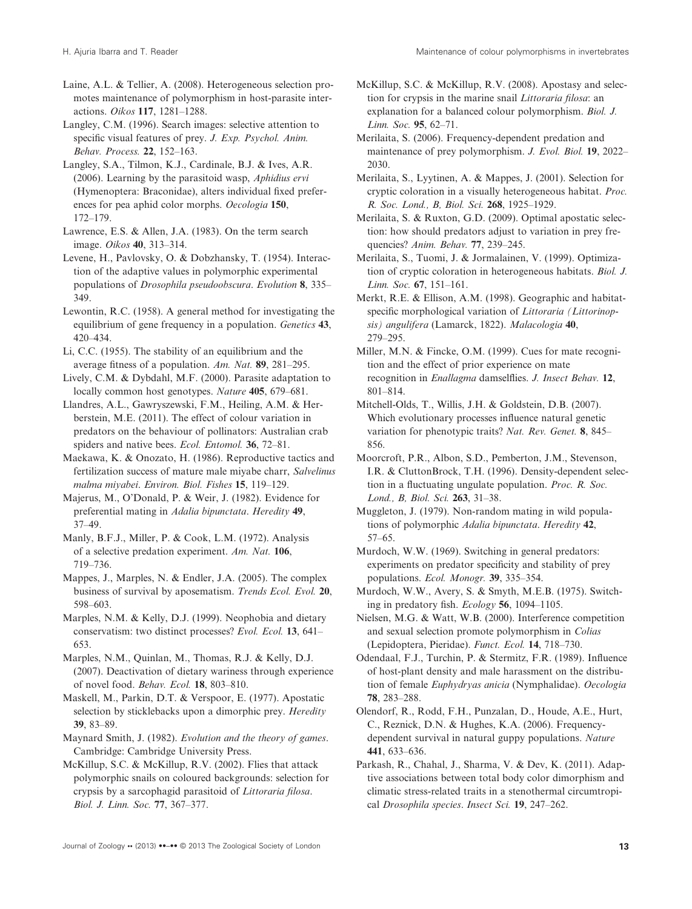Laine, A.L. & Tellier, A. (2008). Heterogeneous selection promotes maintenance of polymorphism in host-parasite interactions. *Oikos* **117**, 1281–1288.

Langley, C.M. (1996). Search images: selective attention to specific visual features of prey. *J. Exp. Psychol. Anim. Behav. Process.* **22**, 152–163.

Langley, S.A., Tilmon, K.J., Cardinale, B.J. & Ives, A.R. (2006). Learning by the parasitoid wasp, *Aphidius ervi* (Hymenoptera: Braconidae), alters individual fixed preferences for pea aphid color morphs. *Oecologia* **150**, 172–179.

Lawrence, E.S. & Allen, J.A. (1983). On the term search image. *Oikos* **40**, 313–314.

Levene, H., Pavlovsky, O. & Dobzhansky, T. (1954). Interaction of the adaptive values in polymorphic experimental populations of *Drosophila pseudoobscura*. *Evolution* **8**, 335–349.

Lewontin, R.C. (1958). A general method for investigating the equilibrium of gene frequency in a population. *Genetics* **43**, 420–434.

Li, C.C. (1955). The stability of an equilibrium and the average fitness of a population. *Am. Nat.* **89**, 281–295.

Lively, C.M. & Dybdahl, M.F. (2000). Parasite adaptation to locally common host genotypes. *Nature* **405**, 679–681.

Llandres, A.L., Gawryszewski, F.M., Heiling, A.M. & Herberstein, M.E. (2011). The effect of colour variation in predators on the behaviour of pollinators: Australian crab spiders and native bees. *Ecol. Entomol.* **36**, 72–81.

Maekawa, K. & Onozato, H. (1986). Reproductive tactics and fertilization success of mature male miyabe charr, *Salvelinus malma miyabei*. *Environ. Biol. Fishes* **15**, 119–129.

Majerus, M., O'Donald, P. & Weir, J. (1982). Evidence for preferential mating in *Adalia bipunctata*. *Heredity* **49**, 37–49.

Manly, B.F.J., Miller, P. & Cook, L.M. (1972). Analysis of a selective predation experiment. *Am. Nat.* **106**, 719–736.

Mappes, J., Marples, N. & Endler, J.A. (2005). The complex business of survival by aposematism. *Trends Ecol. Evol.* **20**, 598–603.

Marples, N.M. & Kelly, D.J. (1999). Neophobia and dietary conservatism: two distinct processes? *Evol. Ecol.* **13**, 641–653.

Marples, N.M., Quinlan, M., Thomas, R.J. & Kelly, D.J. (2007). Deactivation of dietary wariness through experience of novel food. *Behav. Ecol.* **18**, 803–810.

Maskell, M., Parkin, D.T. & Verspoor, E. (1977). Apostatic selection by sticklebacks upon a dimorphic prey. *Heredity* **39**, 83–89.

Maynard Smith, J. (1982). *Evolution and the theory of games*. Cambridge: Cambridge University Press.

McKillup, S.C. & McKillup, R.V. (2002). Flies that attack polymorphic snails on coloured backgrounds: selection for crypsis by a sarcophagid parasitoid of *Littoraria filosa*. *Biol. J. Linn. Soc.* **77**, 367–377.

McKillup, S.C. & McKillup, R.V. (2008). Apostasy and selection for crypsis in the marine snail *Littoraria filosa*: an explanation for a balanced colour polymorphism. *Biol. J. Linn. Soc.* **95**, 62–71.

Merilaita, S. (2006). Frequency-dependent predation and maintenance of prey polymorphism. *J. Evol. Biol.* **19**, 2022–2030.

Merilaita, S., Lyytinen, A. & Mappes, J. (2001). Selection for cryptic coloration in a visually heterogeneous habitat. *Proc. R. Soc. Lond., B, Biol. Sci.* **268**, 1925–1929.

Merilaita, S. & Ruxton, G.D. (2009). Optimal apostatic selection: how should predators adjust to variation in prey frequencies? *Anim. Behav.* **77**, 239–245.

Merilaita, S., Tuomi, J. & Jormalainen, V. (1999). Optimization of cryptic coloration in heterogeneous habitats. *Biol. J. Linn. Soc.* **67**, 151–161.

Merkt, R.E. & Ellison, A.M. (1998). Geographic and habitat-specific morphological variation of *Littoraria (Littorinopsis) angulifera* (Lamarck, 1822). *Malacologia* **40**, 279–295.

Miller, M.N. & Fincke, O.M. (1999). Cues for mate recognition and the effect of prior experience on mate recognition in *Enallagma* damselflies. *J. Insect Behav.* **12**, 801–814.

Mitchell-Olds, T., Willis, J.H. & Goldstein, D.B. (2007). Which evolutionary processes influence natural genetic variation for phenotypic traits? *Nat. Rev. Genet.* **8**, 845–856.

Moorcroft, P.R., Albon, S.D., Pemberton, J.M., Stevenson, I.R. & CluttonBrock, T.H. (1996). Density-dependent selection in a fluctuating ungulate population. *Proc. R. Soc. Lond., B, Biol. Sci.* **263**, 31–38.

Muggleton, J. (1979). Non-random mating in wild populations of polymorphic *Adalia bipunctata*. *Heredity* **42**, 57–65.

Murdoch, W.W. (1969). Switching in general predators: experiments on predator specificity and stability of prey populations. *Ecol. Monogr.* **39**, 335–354.

Murdoch, W.W., Avery, S. & Smyth, M.E.B. (1975). Switching in predatory fish. *Ecology* **56**, 1094–1105.

Nielsen, M.G. & Watt, W.B. (2000). Interference competition and sexual selection promote polymorphism in *Colias* (Lepidoptera, Pieridae). *Funct. Ecol.* **14**, 718–730.

Odendaal, F.J., Turchin, P. & Stermitz, F.R. (1989). Influence of host-plant density and male harassment on the distribution of female *Euphydryas anicia* (Nymphalidae). *Oecologia* **78**, 283–288.

Olendorf, R., Rodd, F.H., Punzalan, D., Houde, A.E., Hurt, C., Reznick, D.N. & Hughes, K.A. (2006). Frequency-dependent survival in natural guppy populations. *Nature* **441**, 633–636.

Parkash, R., Chahal, J., Sharma, V. & Dev, K. (2011). Adaptive associations between total body color dimorphism and climatic stress-related traits in a stenothermal circumtropical *Drosophila species*. *Insect Sci.* **19**, 247–262.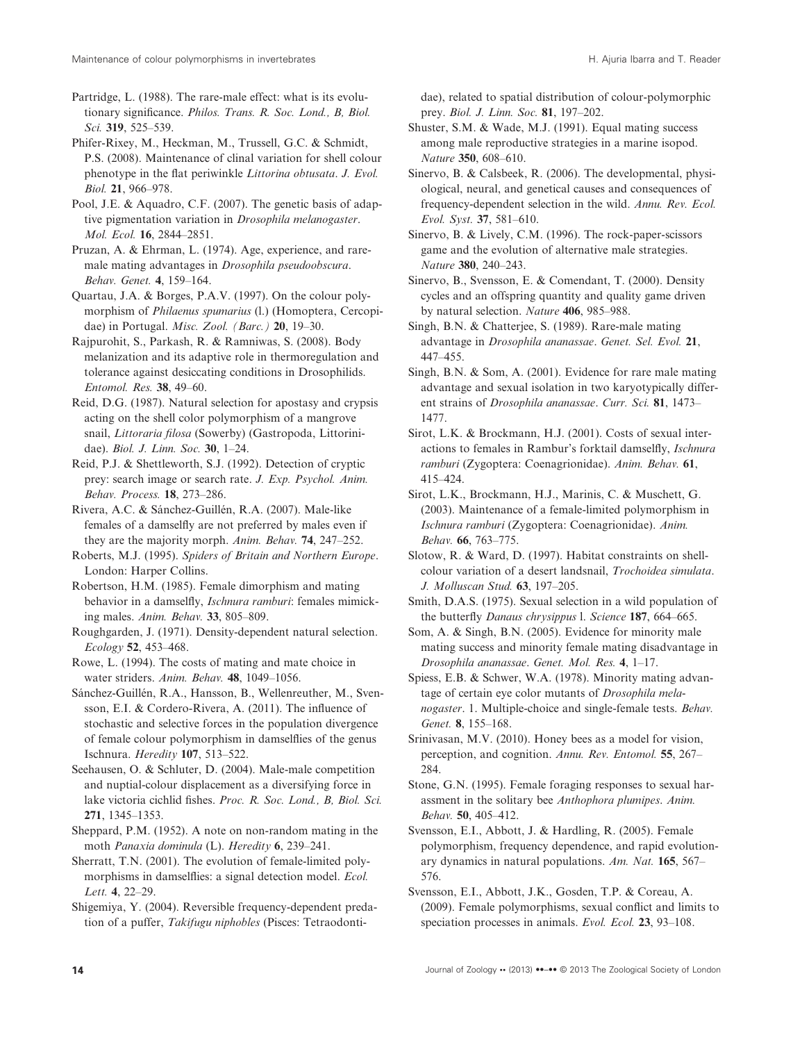Partridge, L. (1988). The rare-male effect: what is its evolutionary significance. *Philos. Trans. R. Soc. Lond., B, Biol. Sci.* **319**, 525–539.

Phifer-Rixey, M., Heckman, M., Trussell, G.C. & Schmidt, P.S. (2008). Maintenance of clinal variation for shell colour phenotype in the flat periwinkle *Littorina obtusata*. *J. Evol. Biol.* **21**, 966–978.

Pool, J.E. & Aquadro, C.F. (2007). The genetic basis of adaptive pigmentation variation in *Drosophila melanogaster*. *Mol. Ecol.* **16**, 2844–2851.

Pruzan, A. & Ehrman, L. (1974). Age, experience, and rare-male mating advantages in *Drosophila pseudoobscura*. *Behav. Genet.* **4**, 159–164.

Quartau, J.A. & Borges, P.A.V. (1997). On the colour polymorphism of *Philaenus spumarius* (l.) (Homoptera, Cercopidae) in Portugal. *Misc. Zool. (Barc.)* **20**, 19–30.

Rajpurohit, S., Parkash, R. & Ramniwas, S. (2008). Body melanization and its adaptive role in thermoregulation and tolerance against desiccating conditions in Drosophilids. *Entomol. Res.* **38**, 49–60.

Reid, D.G. (1987). Natural selection for apostasy and crypsis acting on the shell color polymorphism of a mangrove snail, *Littoraria filosa* (Sowerby) (Gastropoda, Littorinidae). *Biol. J. Linn. Soc.* **30**, 1–24.

Reid, P.J. & Shettleworth, S.J. (1992). Detection of cryptic prey: search image or search rate. *J. Exp. Psychol. Anim. Behav. Process.* **18**, 273–286.

Rivera, A.C. & Sánchez-Guillén, R.A. (2007). Male-like females of a damselfly are not preferred by males even if they are the majority morph. *Anim. Behav.* **74**, 247–252.

Roberts, M.J. (1995). *Spiders of Britain and Northern Europe*. London: Harper Collins.

Robertson, H.M. (1985). Female dimorphism and mating behavior in a damselfly, *Ischnura ramburi*: females mimicking males. *Anim. Behav.* **33**, 805–809.

Roughgarden, J. (1971). Density-dependent natural selection. *Ecology* **52**, 453–468.

Rowe, L. (1994). The costs of mating and mate choice in water striders. *Anim. Behav.* **48**, 1049–1056.

Sánchez-Guillén, R.A., Hansson, B., Wellenreuther, M., Svensson, E.I. & Cordero-Rivera, A. (2011). The influence of stochastic and selective forces in the population divergence of female colour polymorphism in damselflies of the genus Ischnura. *Heredity* **107**, 513–522.

Seehausen, O. & Schluter, D. (2004). Male-male competition and nuptial-colour displacement as a diversifying force in lake victoria cichlid fishes. *Proc. R. Soc. Lond., B, Biol. Sci.* **271**, 1345–1353.

Sheppard, P.M. (1952). A note on non-random mating in the moth *Panaxia dominula* (L). *Heredity* **6**, 239–241.

Sherratt, T.N. (2001). The evolution of female-limited polymorphisms in damselflies: a signal detection model. *Ecol. Lett.* **4**, 22–29.

Shigemiya, Y. (2004). Reversible frequency-dependent predation of a puffer, *Takifugu niphobles* (Pisces: Tetraodontidae), related to spatial distribution of colour-polymorphic prey. *Biol. J. Linn. Soc.* **81**, 197–202.

Shuster, S.M. & Wade, M.J. (1991). Equal mating success among male reproductive strategies in a marine isopod. *Nature* **350**, 608–610.

Sinervo, B. & Calsbeek, R. (2006). The developmental, physiological, neural, and genetical causes and consequences of frequency-dependent selection in the wild. *Annu. Rev. Ecol. Evol. Syst.* **37**, 581–610.

Sinervo, B. & Lively, C.M. (1996). The rock-paper-scissors game and the evolution of alternative male strategies. *Nature* **380**, 240–243.

Sinervo, B., Svensson, E. & Comendant, T. (2000). Density cycles and an offspring quantity and quality game driven by natural selection. *Nature* **406**, 985–988.

Singh, B.N. & Chatterjee, S. (1989). Rare-male mating advantage in *Drosophila ananassae*. *Genet. Sel. Evol.* **21**, 447–455.

Singh, B.N. & Som, A. (2001). Evidence for rare male mating advantage and sexual isolation in two karyotypically different strains of *Drosophila ananassae*. *Curr. Sci.* **81**, 1473–1477.

Sirot, L.K. & Brockmann, H.J. (2001). Costs of sexual interactions to females in Rambur's forktail damselfly, *Ischnura ramburi* (Zygoptera: Coenagrionidae). *Anim. Behav.* **61**, 415–424.

Sirot, L.K., Brockmann, H.J., Marinis, C. & Muschett, G. (2003). Maintenance of a female-limited polymorphism in *Ischnura ramburi* (Zygoptera: Coenagrionidae). *Anim. Behav.* **66**, 763–775.

Slotow, R. & Ward, D. (1997). Habitat constraints on shell-colour variation of a desert landsnail, *Trochoidea simulata*. *J. Molluscan Stud.* **63**, 197–205.

Smith, D.A.S. (1975). Sexual selection in a wild population of the butterfly *Danaus chrysippus* l. *Science* **187**, 664–665.

Som, A. & Singh, B.N. (2005). Evidence for minority male mating success and minority female mating disadvantage in *Drosophila ananassae*. *Genet. Mol. Res.* **4**, 1–17.

Spiess, E.B. & Schwer, W.A. (1978). Minority mating advantage of certain eye color mutants of *Drosophila melanogaster*. 1. Multiple-choice and single-female tests. *Behav. Genet.* **8**, 155–168.

Srinivasan, M.V. (2010). Honey bees as a model for vision, perception, and cognition. *Annu. Rev. Entomol.* **55**, 267–284.

Stone, G.N. (1995). Female foraging responses to sexual harassment in the solitary bee *Anthophora plumipes*. *Anim. Behav.* **50**, 405–412.

Svensson, E.I., Abbott, J. & Hardling, R. (2005). Female polymorphism, frequency dependence, and rapid evolutionary dynamics in natural populations. *Am. Nat.* **165**, 567–576.

Svensson, E.I., Abbott, J.K., Gosden, T.P. & Coreau, A. (2009). Female polymorphisms, sexual conflict and limits to speciation processes in animals. *Evol. Ecol.* **23**, 93–108.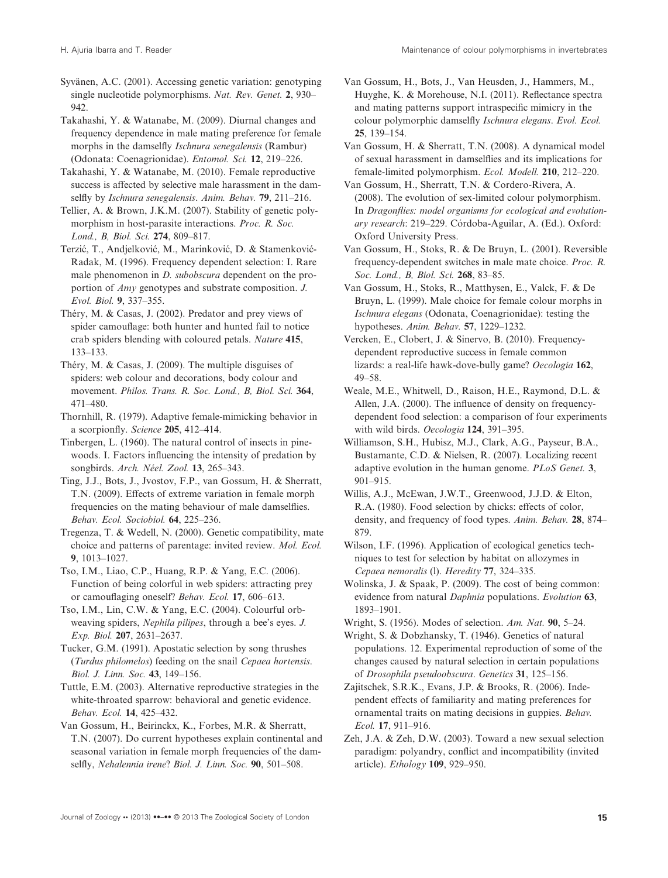Syvänen, A.C. (2001). Accessing genetic variation: genotyping single nucleotide polymorphisms. *Nat. Rev. Genet.* **2**, 930–942.

Takahashi, Y. & Watanabe, M. (2009). Diurnal changes and frequency dependence in male mating preference for female morphs in the damselfly *Ischnura senegalensis* (Rambur) (Odonata: Coenagrionidae). *Entomol. Sci.* **12**, 219–226.

Takahashi, Y. & Watanabe, M. (2010). Female reproductive success is affected by selective male harassment in the damselfly by *Ischnura senegalensis*. *Anim. Behav.* **79**, 211–216.

Tellier, A. & Brown, J.K.M. (2007). Stability of genetic polymorphism in host-parasite interactions. *Proc. R. Soc. Lond., B, Biol. Sci.* **274**, 809–817.

Terzić, T., Andjelković, M., Marinković, D. & Stamenković-Radak, M. (1996). Frequency dependent selection: I. Rare male phenomenon in *D. subobscura* dependent on the proportion of *Amy* genotypes and substrate composition. *J. Evol. Biol.* **9**, 337–355.

Théry, M. & Casas, J. (2002). Predator and prey views of spider camouflage: both hunter and hunted fail to notice crab spiders blending with coloured petals. *Nature* **415**, 133–133.

Théry, M. & Casas, J. (2009). The multiple disguises of spiders: web colour and decorations, body colour and movement. *Philos. Trans. R. Soc. Lond., B, Biol. Sci.* **364**, 471–480.

Thornhill, R. (1979). Adaptive female-mimicking behavior in a scorpionfly. *Science* **205**, 412–414.

Tinbergen, L. (1960). The natural control of insects in pinewoods. I. Factors influencing the intensity of predation by songbirds. *Arch. Néel. Zool.* **13**, 265–343.

Ting, J.J., Bots, J., Jvostov, F.P., van Gossum, H. & Sherratt, T.N. (2009). Effects of extreme variation in female morph frequencies on the mating behaviour of male damselflies. *Behav. Ecol. Sociobiol.* **64**, 225–236.

Tregenza, T. & Wedell, N. (2000). Genetic compatibility, mate choice and patterns of parentage: invited review. *Mol. Ecol.* **9**, 1013–1027.

Tso, I.M., Liao, C.P., Huang, R.P. & Yang, E.C. (2006). Function of being colorful in web spiders: attracting prey or camouflaging oneself? *Behav. Ecol.* **17**, 606–613.

Tso, I.M., Lin, C.W. & Yang, E.C. (2004). Colourful orb-weaving spiders, *Nephila pilipes*, through a bee's eyes. *J. Exp. Biol.* **207**, 2631–2637.

Tucker, G.M. (1991). Apostatic selection by song thrushes (*Turdus philomelos*) feeding on the snail *Cepaea hortensis*. *Biol. J. Linn. Soc.* **43**, 149–156.

Tuttle, E.M. (2003). Alternative reproductive strategies in the white-throated sparrow: behavioral and genetic evidence. *Behav. Ecol.* **14**, 425–432.

Van Gossum, H., Beirinckx, K., Forbes, M.R. & Sherratt, T.N. (2007). Do current hypotheses explain continental and seasonal variation in female morph frequencies of the damselfly, *Nehalennia irene*? *Biol. J. Linn. Soc.* **90**, 501–508.

Van Gossum, H., Bots, J., Van Heusden, J., Hammers, M., Huyghe, K. & Morehouse, N.I. (2011). Reflectance spectra and mating patterns support intraspecific mimicry in the colour polymorphic damselfly *Ischnura elegans*. *Evol. Ecol.* **25**, 139–154.

Van Gossum, H. & Sherratt, T.N. (2008). A dynamical model of sexual harassment in damselflies and its implications for female-limited polymorphism. *Ecol. Modell.* **210**, 212–220.

Van Gossum, H., Sherratt, T.N. & Cordero-Rivera, A. (2008). The evolution of sex-limited colour polymorphism. In *Dragonflies: model organisms for ecological and evolutionary research*: 219–229. Córdoba-Aguilar, A. (Ed.). Oxford: Oxford University Press.

Van Gossum, H., Stoks, R. & De Bruyn, L. (2001). Reversible frequency-dependent switches in male mate choice. *Proc. R. Soc. Lond., B, Biol. Sci.* **268**, 83–85.

Van Gossum, H., Stoks, R., Matthysen, E., Valck, F. & De Bruyn, L. (1999). Male choice for female colour morphs in *Ischnura elegans* (Odonata, Coenagrionidae): testing the hypotheses. *Anim. Behav.* **57**, 1229–1232.

Vercken, E., Clobert, J. & Sinervo, B. (2010). Frequency-dependent reproductive success in female common lizards: a real-life hawk-dove-bully game? *Oecologia* **162**, 49–58.

Weale, M.E., Whitwell, D., Raison, H.E., Raymond, D.L. & Allen, J.A. (2000). The influence of density on frequency-dependent food selection: a comparison of four experiments with wild birds. *Oecologia* **124**, 391–395.

Williamson, S.H., Hubisz, M.J., Clark, A.G., Payseur, B.A., Bustamante, C.D. & Nielsen, R. (2007). Localizing recent adaptive evolution in the human genome. *PLoS Genet.* **3**, 901–915.

Willis, A.J., McEwan, J.W.T., Greenwood, J.J.D. & Elton, R.A. (1980). Food selection by chicks: effects of color, density, and frequency of food types. *Anim. Behav.* **28**, 874–879.

Wilson, I.F. (1996). Application of ecological genetics techniques to test for selection by habitat on allozymes in *Cepaea nemoralis* (l). *Heredity* **77**, 324–335.

Wolinska, J. & Spaak, P. (2009). The cost of being common: evidence from natural *Daphnia* populations. *Evolution* **63**, 1893–1901.

Wright, S. (1956). Modes of selection. *Am. Nat.* **90**, 5–24.

Wright, S. & Dobzhansky, T. (1946). Genetics of natural populations. 12. Experimental reproduction of some of the changes caused by natural selection in certain populations of *Drosophila pseudoobscura*. *Genetics* **31**, 125–156.

Zajitschek, S.R.K., Evans, J.P. & Brooks, R. (2006). Independent effects of familiarity and mating preferences for ornamental traits on mating decisions in guppies. *Behav. Ecol.* **17**, 911–916.

Zeh, J.A. & Zeh, D.W. (2003). Toward a new sexual selection paradigm: polyandry, conflict and incompatibility (invited article). *Ethology* **109**, 929–950.